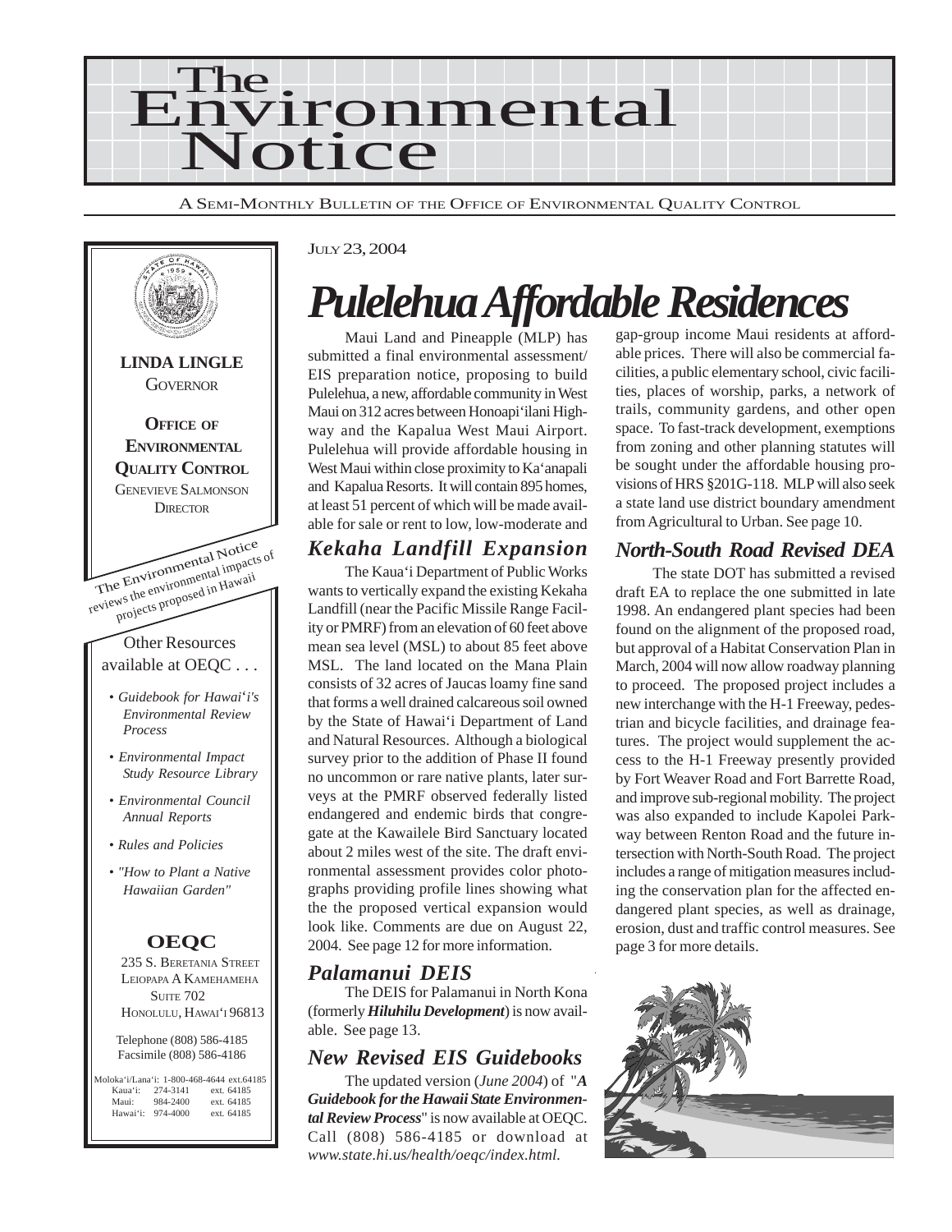# The Environmental Notice

A SEMI-MONTHLY BULLETIN OF THE OFFICE OF ENVIRONMENTAL QUALITY CONTROL

**LINDA LINGLE**
GOVERNOR

**OFFICE OF ENVIRONMENTAL QUALITY CONTROL**
GENEVIEVE SALMONSON
DIRECTOR

The Environmental Notice reviews the environmental impacts of projects proposed in Hawaii

Other Resources available at OEQC . . .

- *Guidebook for Hawai'i's Environmental Review Process*
- *Environmental Impact Study Resource Library*
- *Environmental Council Annual Reports*
- *Rules and Policies*
- *"How to Plant a Native Hawaiian Garden"*

**OEQC**
235 S. BERETANIA STREET
LEIOPAPA A KAMEHAMEHA
SUITE 702
HONOLULU, HAWAI'I 96813

Telephone (808) 586-4185
Facsimile (808) 586-4186

| | | |
|---|---|---|
| Moloka'i/Lana'i: | 1-800-468-4644 | ext.64185 |
| Kaua'i: | 274-3141 | ext. 64185 |
| Maui: | 984-2400 | ext. 64185 |
| Hawai'i: | 974-4000 | ext. 64185 |

JULY 23, 2004

# *Pulelehua Affordable Residences*

Maui Land and Pineapple (MLP) has submitted a final environmental assessment/ EIS preparation notice, proposing to build Pulelehua, a new, affordable community in West Maui on 312 acres between Honoapi'ilani Highway and the Kapalua West Maui Airport. Pulelehua will provide affordable housing in West Maui within close proximity to Ka'anapali and Kapalua Resorts. It will contain 895 homes, at least 51 percent of which will be made available for sale or rent to low, low-moderate and gap-group income Maui residents at affordable prices. There will also be commercial facilities, a public elementary school, civic facilities, places of worship, parks, a network of trails, community gardens, and other open space. To fast-track development, exemptions from zoning and other planning statutes will be sought under the affordable housing provisions of HRS §201G-118. MLP will also seek a state land use district boundary amendment from Agricultural to Urban. See page 10.

## *Kekaha Landfill Expansion*

The Kaua'i Department of Public Works wants to vertically expand the existing Kekaha Landfill (near the Pacific Missile Range Facility or PMRF) from an elevation of 60 feet above mean sea level (MSL) to about 85 feet above MSL. The land located on the Mana Plain consists of 32 acres of Jaucas loamy fine sand that forms a well drained calcareous soil owned by the State of Hawai'i Department of Land and Natural Resources. Although a biological survey prior to the addition of Phase II found no uncommon or rare native plants, later surveys at the PMRF observed federally listed endangered and endemic birds that congregate at the Kawailele Bird Sanctuary located about 2 miles west of the site. The draft environmental assessment provides color photographs providing profile lines showing what the the proposed vertical expansion would look like. Comments are due on August 22, 2004. See page 12 for more information.

## *Palamanui DEIS*

The DEIS for Palamanui in North Kona (formerly ***Hiluhilu Development***) is now available. See page 13.

## *New Revised EIS Guidebooks*

The updated version (*June 2004*) of "***A Guidebook for the Hawaii State Environmental Review Process***" is now available at OEQC. Call (808) 586-4185 or download at *www.state.hi.us/health/oeqc/index.html*.

## *North-South Road Revised DEA*

The state DOT has submitted a revised draft EA to replace the one submitted in late 1998. An endangered plant species had been found on the alignment of the proposed road, but approval of a Habitat Conservation Plan in March, 2004 will now allow roadway planning to proceed. The proposed project includes a new interchange with the H-1 Freeway, pedestrian and bicycle facilities, and drainage features. The project would supplement the access to the H-1 Freeway presently provided by Fort Weaver Road and Fort Barrette Road, and improve sub-regional mobility. The project was also expanded to include Kapolei Parkway between Renton Road and the future intersection with North-South Road. The project includes a range of mitigation measures including the conservation plan for the affected endangered plant species, as well as drainage, erosion, dust and traffic control measures. See page 3 for more details.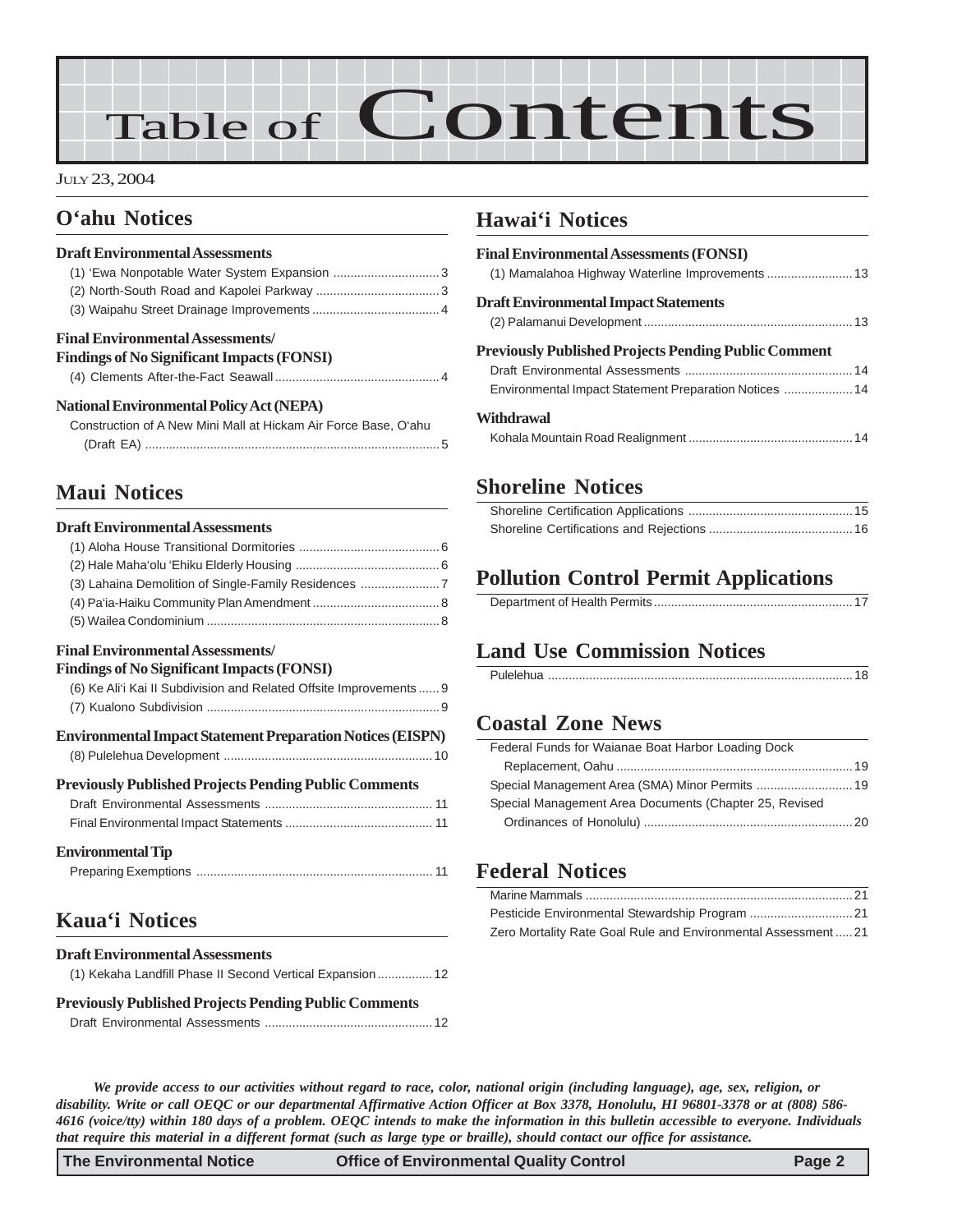# Table of Contents

JULY 23, 2004

## O'ahu Notices

### Draft Environmental Assessments

(1) 'Ewa Nonpotable Water System Expansion ............................... 3
(2) North-South Road and Kapolei Parkway .................................... 3
(3) Waipahu Street Drainage Improvements ..................................... 4

### Final Environmental Assessments/ Findings of No Significant Impacts (FONSI)

(4) Clements After-the-Fact Seawall ................................................ 4

### National Environmental Policy Act (NEPA)

Construction of A New Mini Mall at Hickam Air Force Base, O'ahu (Draft EA) ..................................................................................... 5

## Maui Notices

### Draft Environmental Assessments

(1) Aloha House Transitional Dormitories ......................................... 6
(2) Hale Maha'olu 'Ehiku Elderly Housing .......................................... 6
(3) Lahaina Demolition of Single-Family Residences ....................... 7
(4) Pa'ia-Haiku Community Plan Amendment ..................................... 8
(5) Wailea Condominium ................................................................... 8

### Final Environmental Assessments/ Findings of No Significant Impacts (FONSI)

(6) Ke Ali'i Kai II Subdivision and Related Offsite Improvements ...... 9
(7) Kualono Subdivision ................................................................... 9

### Environmental Impact Statement Preparation Notices (EISPN)

(8) Pulelehua Development ............................................................ 10

### Previously Published Projects Pending Public Comments

Draft Environmental Assessments ................................................ 11
Final Environmental Impact Statements .......................................... 11

### Environmental Tip

Preparing Exemptions .................................................................... 11

## Kaua'i Notices

### Draft Environmental Assessments

(1) Kekaha Landfill Phase II Second Vertical Expansion ................ 12

### Previously Published Projects Pending Public Comments

Draft Environmental Assessments ................................................. 12

## Hawai'i Notices

### Final Environmental Assessments (FONSI)

(1) Mamalahoa Highway Waterline Improvements ......................... 13

### Draft Environmental Impact Statements

(2) Palamanui Development ............................................................ 13

### Previously Published Projects Pending Public Comment

Draft Environmental Assessments ................................................ 14
Environmental Impact Statement Preparation Notices .................... 14

### Withdrawal

Kohala Mountain Road Realignment ................................................ 14

## Shoreline Notices

Shoreline Certification Applications ................................................ 15
Shoreline Certifications and Rejections .......................................... 16

## Pollution Control Permit Applications

Department of Health Permits .......................................................... 17

## Land Use Commission Notices

Pulelehua ........................................................................................ 18

## Coastal Zone News

Federal Funds for Waianae Boat Harbor Loading Dock Replacement, Oahu ..................................................................... 19
Special Management Area (SMA) Minor Permits ............................ 19
Special Management Area Documents (Chapter 25, Revised Ordinances of Honolulu) ............................................................. 20

## Federal Notices

Marine Mammals ............................................................................. 21
Pesticide Environmental Stewardship Program .............................. 21
Zero Mortality Rate Goal Rule and Environmental Assessment ..... 21

***We provide access to our activities without regard to race, color, national origin (including language), age, sex, religion, or disability. Write or call OEQC or our departmental Affirmative Action Officer at Box 3378, Honolulu, HI 96801-3378 or at (808) 586-4616 (voice/tty) within 180 days of a problem. OEQC intends to make the information in this bulletin accessible to everyone. Individuals that require this material in a different format (such as large type or braille), should contact our office for assistance.***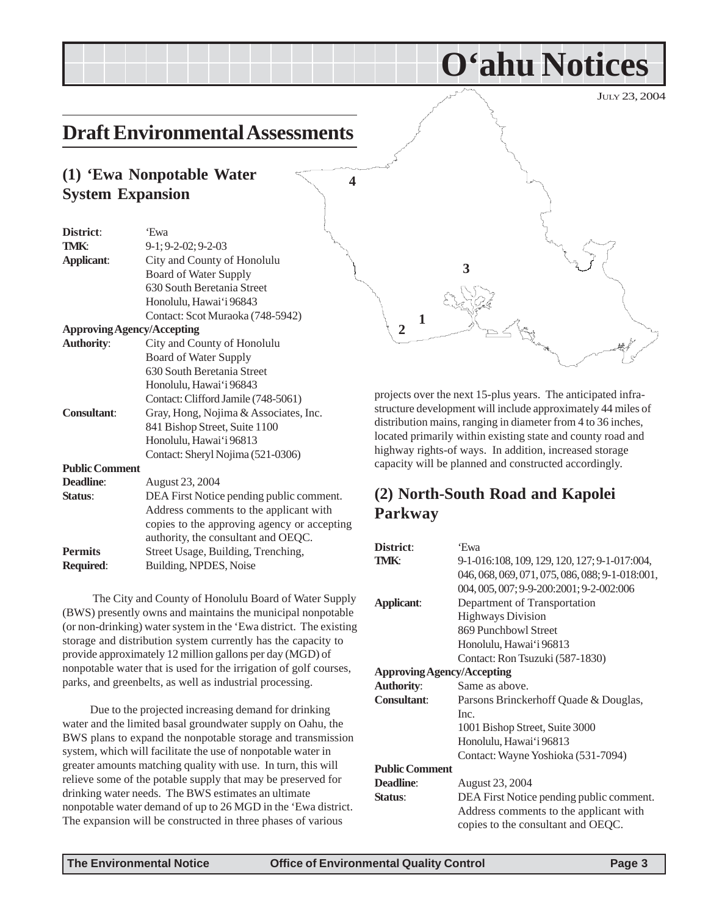# O'ahu Notices

JULY 23, 2004

## Draft Environmental Assessments

### (1) 'Ewa Nonpotable Water System Expansion

**District**: 'Ewa
**TMK**: 9-1; 9-2-02; 9-2-03
**Applicant**: City and County of Honolulu Board of Water Supply 630 South Beretania Street Honolulu, Hawai'i 96843 Contact: Scot Muraoka (748-5942)
**Approving Agency/Accepting Authority**: City and County of Honolulu Board of Water Supply 630 South Beretania Street Honolulu, Hawai'i 96843 Contact: Clifford Jamile (748-5061)
**Consultant**: Gray, Hong, Nojima & Associates, Inc. 841 Bishop Street, Suite 1100 Honolulu, Hawai'i 96813 Contact: Sheryl Nojima (521-0306)
**Public Comment Deadline**: August 23, 2004
**Status**: DEA First Notice pending public comment. Address comments to the applicant with copies to the approving agency or accepting authority, the consultant and OEQC.
**Permits Required**: Street Usage, Building, Trenching, Building, NPDES, Noise

The City and County of Honolulu Board of Water Supply (BWS) presently owns and maintains the municipal nonpotable (or non-drinking) water system in the 'Ewa district. The existing storage and distribution system currently has the capacity to provide approximately 12 million gallons per day (MGD) of nonpotable water that is used for the irrigation of golf courses, parks, and greenbelts, as well as industrial processing.

Due to the projected increasing demand for drinking water and the limited basal groundwater supply on Oahu, the BWS plans to expand the nonpotable storage and transmission system, which will facilitate the use of nonpotable water in greater amounts matching quality with use. In turn, this will relieve some of the potable supply that may be preserved for drinking water needs. The BWS estimates an ultimate nonpotable water demand of up to 26 MGD in the 'Ewa district. The expansion will be constructed in three phases of various projects over the next 15-plus years. The anticipated infrastructure development will include approximately 44 miles of distribution mains, ranging in diameter from 4 to 36 inches, located primarily within existing state and county road and highway rights-of ways. In addition, increased storage capacity will be planned and constructed accordingly.

### (2) North-South Road and Kapolei Parkway

**District**: 'Ewa
**TMK**: 9-1-016:108, 109, 129, 120, 127; 9-1-017:004, 046, 068, 069, 071, 075, 086, 088; 9-1-018:001, 004, 005, 007; 9-9-200:2001; 9-2-002:006
**Applicant**: Department of Transportation Highways Division 869 Punchbowl Street Honolulu, Hawai'i 96813 Contact: Ron Tsuzuki (587-1830)
**Approving Agency/Accepting Authority**: Same as above.
**Consultant**: Parsons Brinckerhoff Quade & Douglas, Inc. 1001 Bishop Street, Suite 3000 Honolulu, Hawai'i 96813 Contact: Wayne Yoshioka (531-7094)
**Public Comment Deadline**: August 23, 2004
**Status**: DEA First Notice pending public comment. Address comments to the applicant with copies to the consultant and OEQC.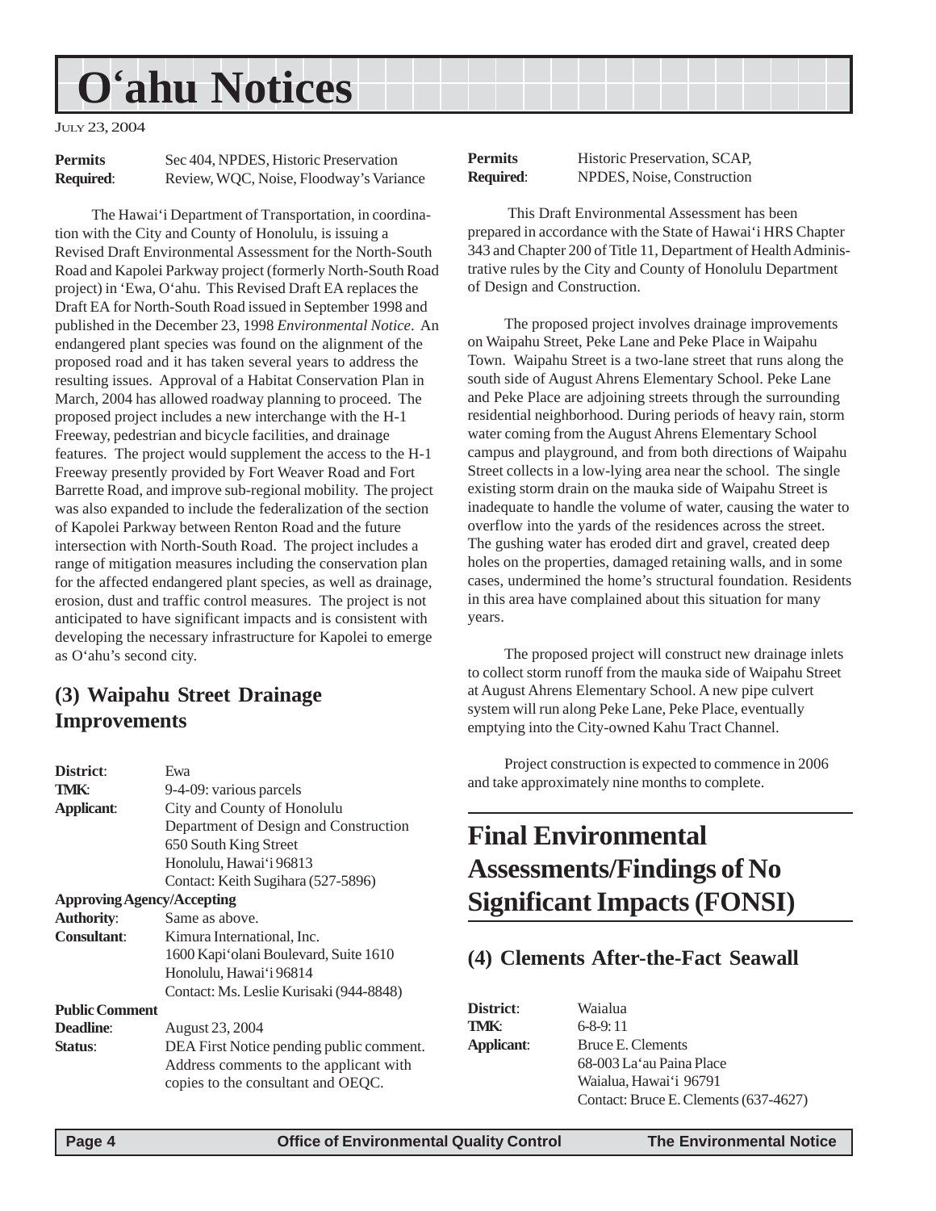| | |
|---|---|
| **Permits Required**: | Sec 404, NPDES, Historic Preservation Review, WQC, Noise, Floodway's Variance |

The Hawai'i Department of Transportation, in coordination with the City and County of Honolulu, is issuing a Revised Draft Environmental Assessment for the North-South Road and Kapolei Parkway project (formerly North-South Road project) in 'Ewa, O'ahu. This Revised Draft EA replaces the Draft EA for North-South Road issued in September 1998 and published in the December 23, 1998 *Environmental Notice*. An endangered plant species was found on the alignment of the proposed road and it has taken several years to address the resulting issues. Approval of a Habitat Conservation Plan in March, 2004 has allowed roadway planning to proceed. The proposed project includes a new interchange with the H-1 Freeway, pedestrian and bicycle facilities, and drainage features. The project would supplement the access to the H-1 Freeway presently provided by Fort Weaver Road and Fort Barrette Road, and improve sub-regional mobility. The project was also expanded to include the federalization of the section of Kapolei Parkway between Renton Road and the future intersection with North-South Road. The project includes a range of mitigation measures including the conservation plan for the affected endangered plant species, as well as drainage, erosion, dust and traffic control measures. The project is not anticipated to have significant impacts and is consistent with developing the necessary infrastructure for Kapolei to emerge as O'ahu's second city.

## (3) Waipahu Street Drainage Improvements

| | |
|---|---|
| **District**: | Ewa |
| **TMK**: | 9-4-09: various parcels |
| **Applicant**: | City and County of Honolulu<br>Department of Design and Construction<br>650 South King Street<br>Honolulu, Hawai'i 96813<br>Contact: Keith Sugihara (527-5896) |
| **Approving Agency/Accepting Authority**: | Same as above. |
| **Consultant**: | Kimura International, Inc.<br>1600 Kapi'olani Boulevard, Suite 1610<br>Honolulu, Hawai'i 96814<br>Contact: Ms. Leslie Kurisaki (944-8848) |
| **Public Comment Deadline**: | August 23, 2004 |
| **Status**: | DEA First Notice pending public comment. Address comments to the applicant with copies to the consultant and OEQC. |
| **Permits Required**: | Historic Preservation, SCAP, NPDES, Noise, Construction |

This Draft Environmental Assessment has been prepared in accordance with the State of Hawai'i HRS Chapter 343 and Chapter 200 of Title 11, Department of Health Administrative rules by the City and County of Honolulu Department of Design and Construction.

The proposed project involves drainage improvements on Waipahu Street, Peke Lane and Peke Place in Waipahu Town. Waipahu Street is a two-lane street that runs along the south side of August Ahrens Elementary School. Peke Lane and Peke Place are adjoining streets through the surrounding residential neighborhood. During periods of heavy rain, storm water coming from the August Ahrens Elementary School campus and playground, and from both directions of Waipahu Street collects in a low-lying area near the school. The single existing storm drain on the mauka side of Waipahu Street is inadequate to handle the volume of water, causing the water to overflow into the yards of the residences across the street. The gushing water has eroded dirt and gravel, created deep holes on the properties, damaged retaining walls, and in some cases, undermined the home's structural foundation. Residents in this area have complained about this situation for many years.

The proposed project will construct new drainage inlets to collect storm runoff from the mauka side of Waipahu Street at August Ahrens Elementary School. A new pipe culvert system will run along Peke Lane, Peke Place, eventually emptying into the City-owned Kahu Tract Channel.

Project construction is expected to commence in 2006 and take approximately nine months to complete.

# Final Environmental Assessments/Findings of No Significant Impacts (FONSI)

## (4) Clements After-the-Fact Seawall

| | |
|---|---|
| **District**: | Waialua |
| **TMK**: | 6-8-9: 11 |
| **Applicant**: | Bruce E. Clements<br>68-003 La'au Paina Place<br>Waialua, Hawai'i 96791<br>Contact: Bruce E. Clements (637-4627) |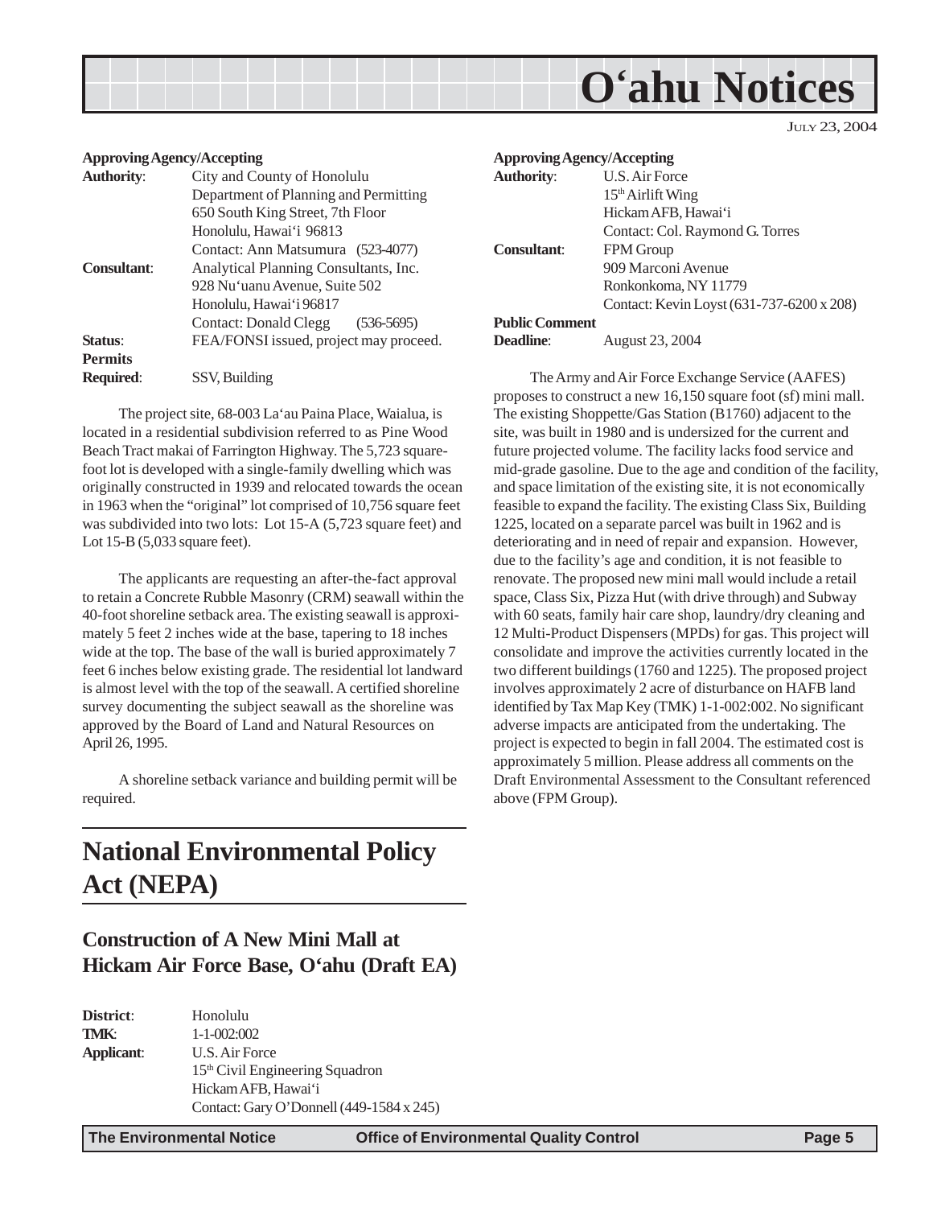**Approving Agency/Accepting**
**Authority**: City and County of Honolulu
Department of Planning and Permitting
650 South King Street, 7th Floor
Honolulu, Hawai'i 96813
Contact: Ann Matsumura (523-4077)
**Consultant**: Analytical Planning Consultants, Inc.
928 Nu'uanu Avenue, Suite 502
Honolulu, Hawai'i 96817
Contact: Donald Clegg (536-5695)
**Status**: FEA/FONSI issued, project may proceed.
**Permits Required**: SSV, Building

The project site, 68-003 La'au Paina Place, Waialua, is located in a residential subdivision referred to as Pine Wood Beach Tract makai of Farrington Highway. The 5,723 square-foot lot is developed with a single-family dwelling which was originally constructed in 1939 and relocated towards the ocean in 1963 when the "original" lot comprised of 10,756 square feet was subdivided into two lots: Lot 15-A (5,723 square feet) and Lot 15-B (5,033 square feet).

The applicants are requesting an after-the-fact approval to retain a Concrete Rubble Masonry (CRM) seawall within the 40-foot shoreline setback area. The existing seawall is approximately 5 feet 2 inches wide at the base, tapering to 18 inches wide at the top. The base of the wall is buried approximately 7 feet 6 inches below existing grade. The residential lot landward is almost level with the top of the seawall. A certified shoreline survey documenting the subject seawall as the shoreline was approved by the Board of Land and Natural Resources on April 26, 1995.

A shoreline setback variance and building permit will be required.

# National Environmental Policy Act (NEPA)

## Construction of A New Mini Mall at Hickam Air Force Base, O'ahu (Draft EA)

**District**: Honolulu
**TMK**: 1-1-002:002
**Applicant**: U.S. Air Force
15th Civil Engineering Squadron
Hickam AFB, Hawai'i
Contact: Gary O'Donnell (449-1584 x 245)

**Approving Agency/Accepting**
**Authority**: U.S. Air Force
15th Airlift Wing
Hickam AFB, Hawai'i
Contact: Col. Raymond G. Torres
**Consultant**: FPM Group
909 Marconi Avenue
Ronkonkoma, NY 11779
Contact: Kevin Loyst (631-737-6200 x 208)
**Public Comment Deadline**: August 23, 2004

The Army and Air Force Exchange Service (AAFES) proposes to construct a new 16,150 square foot (sf) mini mall. The existing Shoppette/Gas Station (B1760) adjacent to the site, was built in 1980 and is undersized for the current and future projected volume. The facility lacks food service and mid-grade gasoline. Due to the age and condition of the facility, and space limitation of the existing site, it is not economically feasible to expand the facility. The existing Class Six, Building 1225, located on a separate parcel was built in 1962 and is deteriorating and in need of repair and expansion. However, due to the facility's age and condition, it is not feasible to renovate. The proposed new mini mall would include a retail space, Class Six, Pizza Hut (with drive through) and Subway with 60 seats, family hair care shop, laundry/dry cleaning and 12 Multi-Product Dispensers (MPDs) for gas. This project will consolidate and improve the activities currently located in the two different buildings (1760 and 1225). The proposed project involves approximately 2 acre of disturbance on HAFB land identified by Tax Map Key (TMK) 1-1-002:002. No significant adverse impacts are anticipated from the undertaking. The project is expected to begin in fall 2004. The estimated cost is approximately 5 million. Please address all comments on the Draft Environmental Assessment to the Consultant referenced above (FPM Group).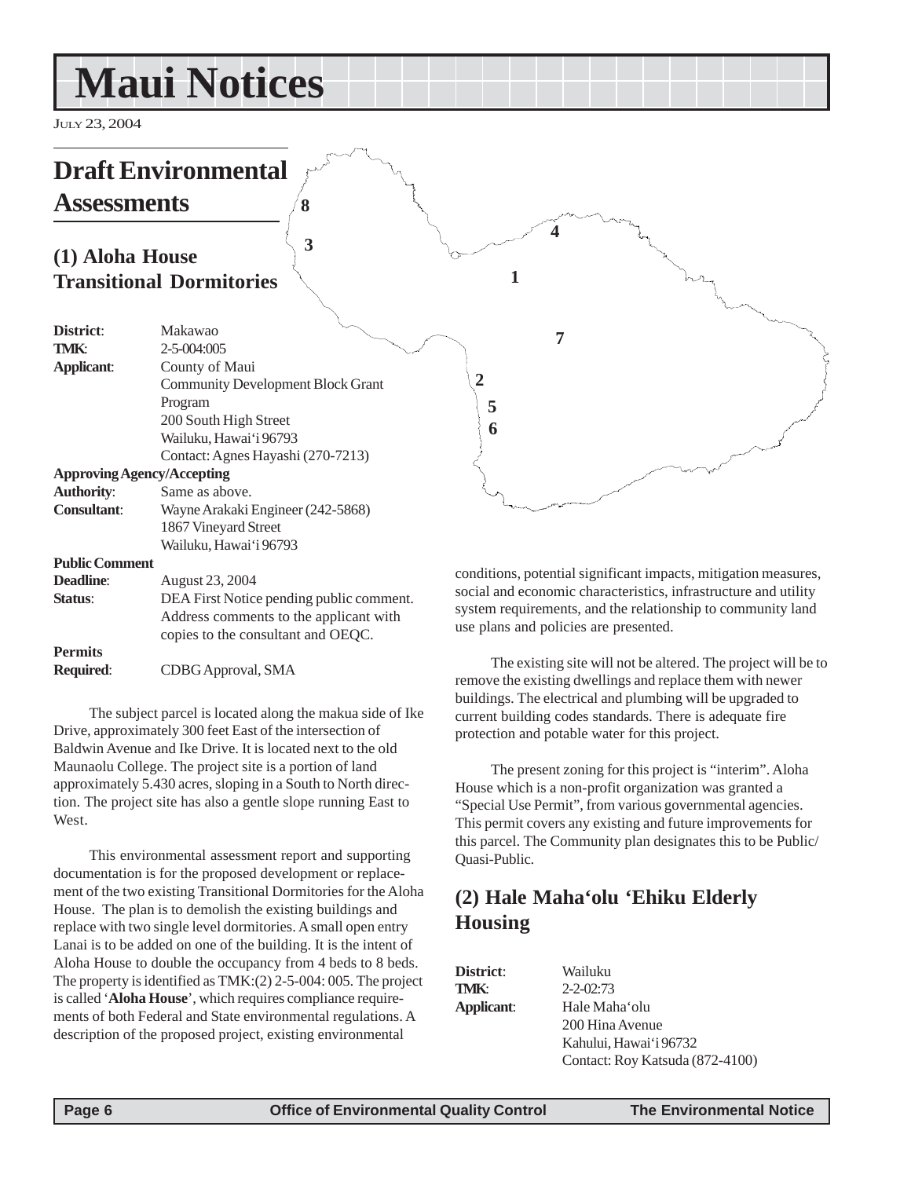# Maui Notices

July 23, 2004

## Draft Environmental Assessments

### (1) Aloha House Transitional Dormitories

**District**: Makawao
**TMK**: 2-5-004:005
**Applicant**: County of Maui
Community Development Block Grant Program
200 South High Street
Wailuku, Hawai'i 96793
Contact: Agnes Hayashi (270-7213)
**Approving Agency/Accepting Authority**: Same as above.
**Consultant**: Wayne Arakaki Engineer (242-5868)
1867 Vineyard Street
Wailuku, Hawai'i 96793
**Public Comment Deadline**: August 23, 2004
**Status**: DEA First Notice pending public comment. Address comments to the applicant with copies to the consultant and OEQC.
**Permits Required**: CDBG Approval, SMA

The subject parcel is located along the makua side of Ike Drive, approximately 300 feet East of the intersection of Baldwin Avenue and Ike Drive. It is located next to the old Maunaolu College. The project site is a portion of land approximately 5.430 acres, sloping in a South to North direction. The project site has also a gentle slope running East to West.

This environmental assessment report and supporting documentation is for the proposed development or replacement of the two existing Transitional Dormitories for the Aloha House. The plan is to demolish the existing buildings and replace with two single level dormitories. A small open entry Lanai is to be added on one of the building. It is the intent of Aloha House to double the occupancy from 4 beds to 8 beds. The property is identified as TMK:(2) 2-5-004: 005. The project is called '**Aloha House**', which requires compliance requirements of both Federal and State environmental regulations. A description of the proposed project, existing environmental conditions, potential significant impacts, mitigation measures, social and economic characteristics, infrastructure and utility system requirements, and the relationship to community land use plans and policies are presented.

The existing site will not be altered. The project will be to remove the existing dwellings and replace them with newer buildings. The electrical and plumbing will be upgraded to current building codes standards. There is adequate fire protection and potable water for this project.

The present zoning for this project is "interim". Aloha House which is a non-profit organization was granted a "Special Use Permit", from various governmental agencies. This permit covers any existing and future improvements for this parcel. The Community plan designates this to be Public/Quasi-Public.

### (2) Hale Maha'olu 'Ehiku Elderly Housing

**District**: Wailuku
**TMK**: 2-2-02:73
**Applicant**: Hale Maha'olu
200 Hina Avenue
Kahului, Hawai'i 96732
Contact: Roy Katsuda (872-4100)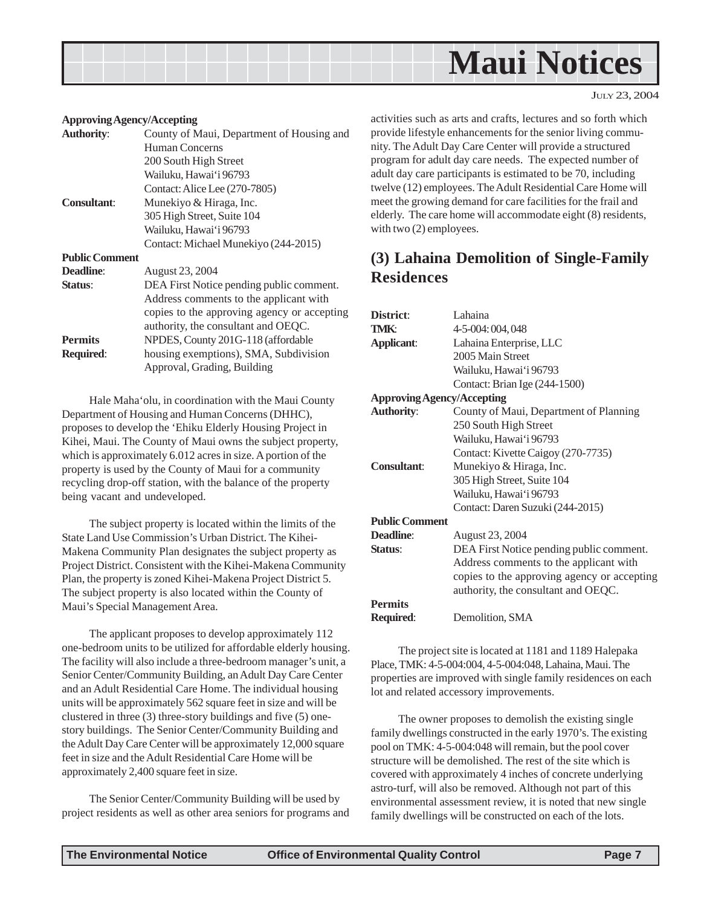**Approving Agency/Accepting**

**Authority**: County of Maui, Department of Housing and Human Concerns
200 South High Street
Wailuku, Hawai'i 96793
Contact: Alice Lee (270-7805)

**Consultant**: Munekiyo & Hiraga, Inc.
305 High Street, Suite 104
Wailuku, Hawai'i 96793
Contact: Michael Munekiyo (244-2015)

**Public Comment**

**Deadline**: August 23, 2004

**Status**: DEA First Notice pending public comment. Address comments to the applicant with copies to the approving agency or accepting authority, the consultant and OEQC.

**Permits Required**: NPDES, County 201G-118 (affordable housing exemptions), SMA, Subdivision Approval, Grading, Building

Hale Maha'olu, in coordination with the Maui County Department of Housing and Human Concerns (DHHC), proposes to develop the 'Ehiku Elderly Housing Project in Kihei, Maui. The County of Maui owns the subject property, which is approximately 6.012 acres in size. A portion of the property is used by the County of Maui for a community recycling drop-off station, with the balance of the property being vacant and undeveloped.

The subject property is located within the limits of the State Land Use Commission's Urban District. The Kihei-Makena Community Plan designates the subject property as Project District. Consistent with the Kihei-Makena Community Plan, the property is zoned Kihei-Makena Project District 5. The subject property is also located within the County of Maui's Special Management Area.

The applicant proposes to develop approximately 112 one-bedroom units to be utilized for affordable elderly housing. The facility will also include a three-bedroom manager's unit, a Senior Center/Community Building, an Adult Day Care Center and an Adult Residential Care Home. The individual housing units will be approximately 562 square feet in size and will be clustered in three (3) three-story buildings and five (5) one-story buildings. The Senior Center/Community Building and the Adult Day Care Center will be approximately 12,000 square feet in size and the Adult Residential Care Home will be approximately 2,400 square feet in size.

The Senior Center/Community Building will be used by project residents as well as other area seniors for programs and activities such as arts and crafts, lectures and so forth which provide lifestyle enhancements for the senior living community. The Adult Day Care Center will provide a structured program for adult day care needs. The expected number of adult day care participants is estimated to be 70, including twelve (12) employees. The Adult Residential Care Home will meet the growing demand for care facilities for the frail and elderly. The care home will accommodate eight (8) residents, with two (2) employees.

## (3) Lahaina Demolition of Single-Family Residences

**District**: Lahaina

**TMK**: 4-5-004: 004, 048

**Applicant**: Lahaina Enterprise, LLC
2005 Main Street
Wailuku, Hawai'i 96793
Contact: Brian Ige (244-1500)

**Approving Agency/Accepting**

**Authority**: County of Maui, Department of Planning
250 South High Street
Wailuku, Hawai'i 96793
Contact: Kivette Caigoy (270-7735)

**Consultant**: Munekiyo & Hiraga, Inc.
305 High Street, Suite 104
Wailuku, Hawai'i 96793
Contact: Daren Suzuki (244-2015)

**Public Comment**

**Deadline**: August 23, 2004

**Status**: DEA First Notice pending public comment. Address comments to the applicant with copies to the approving agency or accepting authority, the consultant and OEQC.

**Permits Required**: Demolition, SMA

The project site is located at 1181 and 1189 Halepaka Place, TMK: 4-5-004:004, 4-5-004:048, Lahaina, Maui. The properties are improved with single family residences on each lot and related accessory improvements.

The owner proposes to demolish the existing single family dwellings constructed in the early 1970's. The existing pool on TMK: 4-5-004:048 will remain, but the pool cover structure will be demolished. The rest of the site which is covered with approximately 4 inches of concrete underlying astro-turf, will also be removed. Although not part of this environmental assessment review, it is noted that new single family dwellings will be constructed on each of the lots.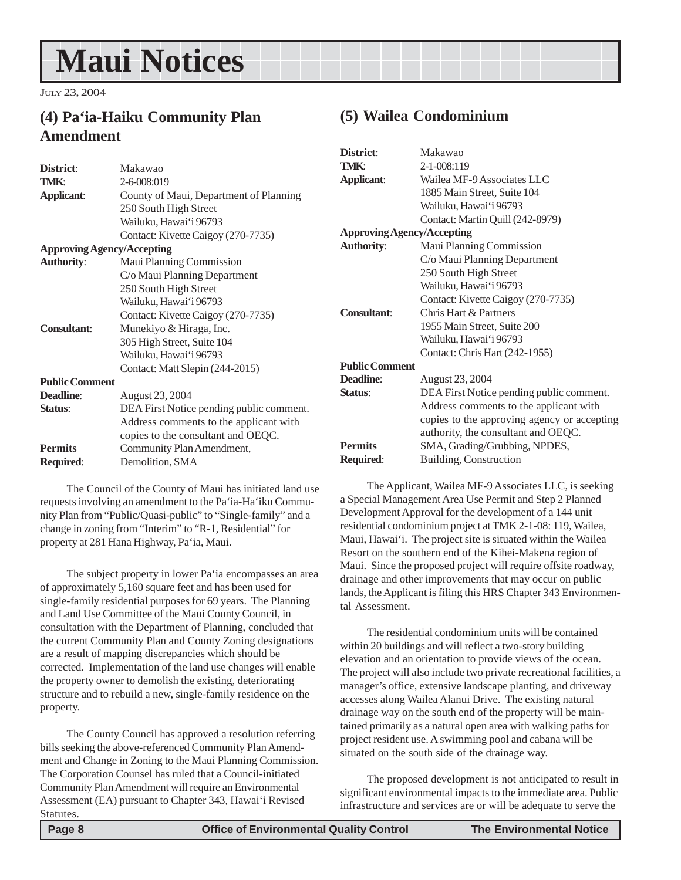# Maui Notices

JULY 23, 2004

## (4) Pa'ia-Haiku Community Plan Amendment

**District**: Makawao
**TMK**: 2-6-008:019
**Applicant**: County of Maui, Department of Planning
250 South High Street
Wailuku, Hawai'i 96793
Contact: Kivette Caigoy (270-7735)

**Approving Agency/Accepting Authority**: Maui Planning Commission
C/o Maui Planning Department
250 South High Street
Wailuku, Hawai'i 96793
Contact: Kivette Caigoy (270-7735)

**Consultant**: Munekiyo & Hiraga, Inc.
305 High Street, Suite 104
Wailuku, Hawai'i 96793
Contact: Matt Slepin (244-2015)

**Public Comment Deadline**: August 23, 2004

**Status**: DEA First Notice pending public comment. Address comments to the applicant with copies to the consultant and OEQC.

**Permits Required**: Community Plan Amendment, Demolition, SMA

The Council of the County of Maui has initiated land use requests involving an amendment to the Pa'ia-Ha'iku Community Plan from "Public/Quasi-public" to "Single-family" and a change in zoning from "Interim" to "R-1, Residential" for property at 281 Hana Highway, Pa'ia, Maui.

The subject property in lower Pa'ia encompasses an area of approximately 5,160 square feet and has been used for single-family residential purposes for 69 years. The Planning and Land Use Committee of the Maui County Council, in consultation with the Department of Planning, concluded that the current Community Plan and County Zoning designations are a result of mapping discrepancies which should be corrected. Implementation of the land use changes will enable the property owner to demolish the existing, deteriorating structure and to rebuild a new, single-family residence on the property.

The County Council has approved a resolution referring bills seeking the above-referenced Community Plan Amendment and Change in Zoning to the Maui Planning Commission. The Corporation Counsel has ruled that a Council-initiated Community Plan Amendment will require an Environmental Assessment (EA) pursuant to Chapter 343, Hawai'i Revised Statutes.

## (5) Wailea Condominium

**District**: Makawao
**TMK**: 2-1-008:119
**Applicant**: Wailea MF-9 Associates LLC
1885 Main Street, Suite 104
Wailuku, Hawai'i 96793
Contact: Martin Quill (242-8979)

**Approving Agency/Accepting Authority**: Maui Planning Commission
C/o Maui Planning Department
250 South High Street
Wailuku, Hawai'i 96793
Contact: Kivette Caigoy (270-7735)

**Consultant**: Chris Hart & Partners
1955 Main Street, Suite 200
Wailuku, Hawai'i 96793
Contact: Chris Hart (242-1955)

**Public Comment Deadline**: August 23, 2004

**Status**: DEA First Notice pending public comment. Address comments to the applicant with copies to the approving agency or accepting authority, the consultant and OEQC.

**Permits Required**: SMA, Grading/Grubbing, NPDES, Building, Construction

The Applicant, Wailea MF-9 Associates LLC, is seeking a Special Management Area Use Permit and Step 2 Planned Development Approval for the development of a 144 unit residential condominium project at TMK 2-1-08: 119, Wailea, Maui, Hawai'i. The project site is situated within the Wailea Resort on the southern end of the Kihei-Makena region of Maui. Since the proposed project will require offsite roadway, drainage and other improvements that may occur on public lands, the Applicant is filing this HRS Chapter 343 Environmental Assessment.

The residential condominium units will be contained within 20 buildings and will reflect a two-story building elevation and an orientation to provide views of the ocean. The project will also include two private recreational facilities, a manager's office, extensive landscape planting, and driveway accesses along Wailea Alanui Drive. The existing natural drainage way on the south end of the property will be maintained primarily as a natural open area with walking paths for project resident use. A swimming pool and cabana will be situated on the south side of the drainage way.

The proposed development is not anticipated to result in significant environmental impacts to the immediate area. Public infrastructure and services are or will be adequate to serve the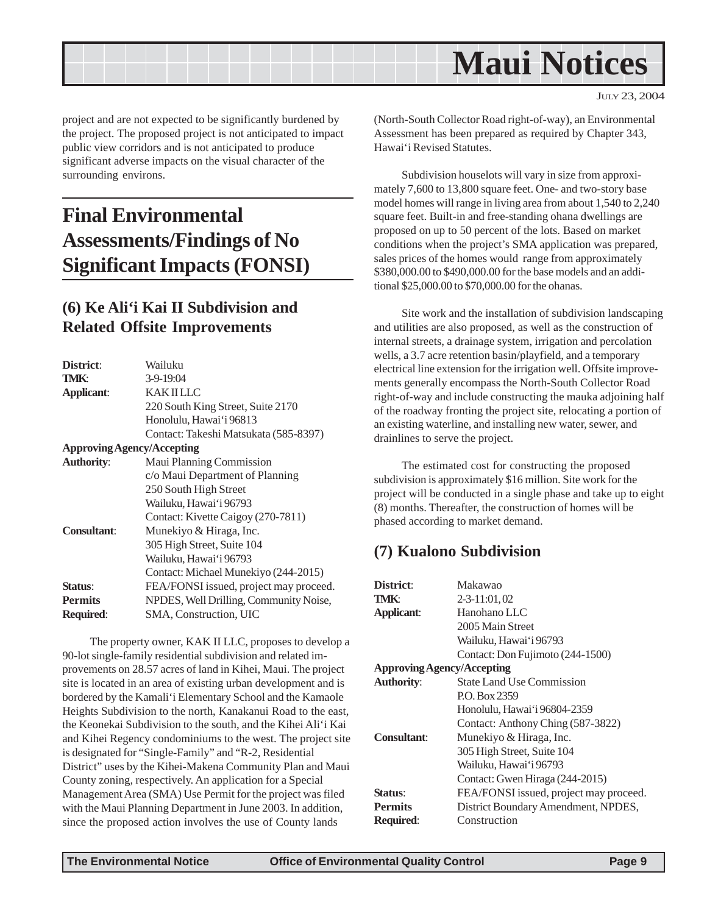project and are not expected to be significantly burdened by the project. The proposed project is not anticipated to impact public view corridors and is not anticipated to produce significant adverse impacts on the visual character of the surrounding environs.

# Final Environmental Assessments/Findings of No Significant Impacts (FONSI)

## (6) Ke Ali'i Kai II Subdivision and Related Offsite Improvements

**District**: Wailuku
**TMK**: 3-9-19:04
**Applicant**: KAK II LLC
220 South King Street, Suite 2170
Honolulu, Hawai'i 96813
Contact: Takeshi Matsukata (585-8397)

**Approving Agency/Accepting**
**Authority**: Maui Planning Commission
c/o Maui Department of Planning
250 South High Street
Wailuku, Hawai'i 96793
Contact: Kivette Caigoy (270-7811)

**Consultant**: Munekiyo & Hiraga, Inc.
305 High Street, Suite 104
Wailuku, Hawai'i 96793
Contact: Michael Munekiyo (244-2015)

**Status**: FEA/FONSI issued, project may proceed.
**Permits Required**: NPDES, Well Drilling, Community Noise, SMA, Construction, UIC

The property owner, KAK II LLC, proposes to develop a 90-lot single-family residential subdivision and related improvements on 28.57 acres of land in Kihei, Maui. The project site is located in an area of existing urban development and is bordered by the Kamali'i Elementary School and the Kamaole Heights Subdivision to the north, Kanakanui Road to the east, the Keonekai Subdivision to the south, and the Kihei Ali'i Kai and Kihei Regency condominiums to the west. The project site is designated for "Single-Family" and "R-2, Residential District" uses by the Kihei-Makena Community Plan and Maui County zoning, respectively. An application for a Special Management Area (SMA) Use Permit for the project was filed with the Maui Planning Department in June 2003. In addition, since the proposed action involves the use of County lands (North-South Collector Road right-of-way), an Environmental Assessment has been prepared as required by Chapter 343, Hawai'i Revised Statutes.

Subdivision houselots will vary in size from approximately 7,600 to 13,800 square feet. One- and two-story base model homes will range in living area from about 1,540 to 2,240 square feet. Built-in and free-standing ohana dwellings are proposed on up to 50 percent of the lots. Based on market conditions when the project's SMA application was prepared, sales prices of the homes would range from approximately $380,000.00 to $490,000.00 for the base models and an additional $25,000.00 to $70,000.00 for the ohanas.

Site work and the installation of subdivision landscaping and utilities are also proposed, as well as the construction of internal streets, a drainage system, irrigation and percolation wells, a 3.7 acre retention basin/playfield, and a temporary electrical line extension for the irrigation well. Offsite improvements generally encompass the North-South Collector Road right-of-way and include constructing the mauka adjoining half of the roadway fronting the project site, relocating a portion of an existing waterline, and installing new water, sewer, and drainlines to serve the project.

The estimated cost for constructing the proposed subdivision is approximately $16 million. Site work for the project will be conducted in a single phase and take up to eight (8) months. Thereafter, the construction of homes will be phased according to market demand.

## (7) Kualono Subdivision

**District**: Makawao
**TMK**: 2-3-11:01, 02
**Applicant**: Hanohano LLC
2005 Main Street
Wailuku, Hawai'i 96793
Contact: Don Fujimoto (244-1500)

**Approving Agency/Accepting**
**Authority**: State Land Use Commission
P.O. Box 2359
Honolulu, Hawai'i 96804-2359
Contact: Anthony Ching (587-3822)

**Consultant**: Munekiyo & Hiraga, Inc.
305 High Street, Suite 104
Wailuku, Hawai'i 96793
Contact: Gwen Hiraga (244-2015)

**Status**: FEA/FONSI issued, project may proceed.
**Permits Required**: District Boundary Amendment, NPDES, Construction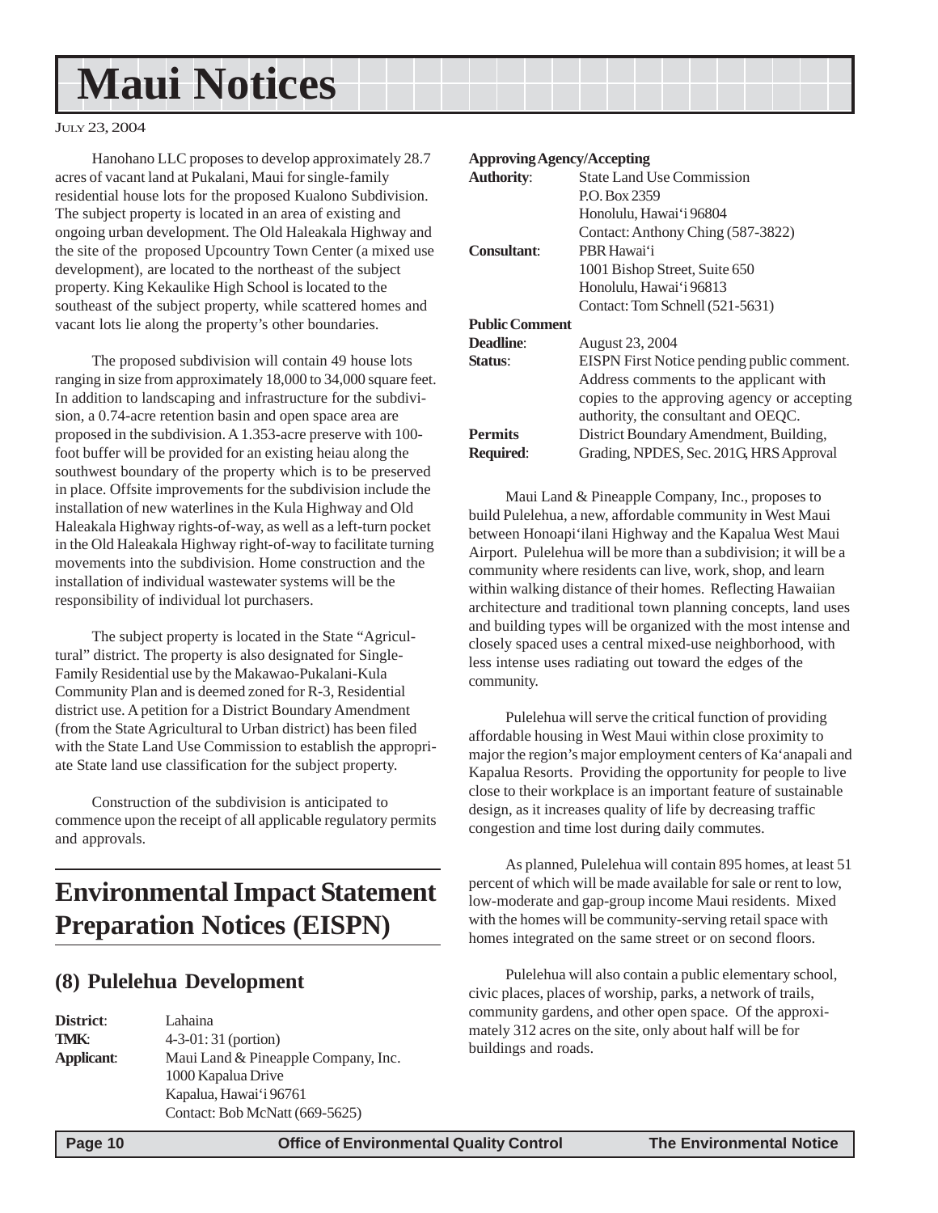# Maui Notices

July 23, 2004

Hanohano LLC proposes to develop approximately 28.7 acres of vacant land at Pukalani, Maui for single-family residential house lots for the proposed Kualono Subdivision. The subject property is located in an area of existing and ongoing urban development. The Old Haleakala Highway and the site of the proposed Upcountry Town Center (a mixed use development), are located to the northeast of the subject property. King Kekaulike High School is located to the southeast of the subject property, while scattered homes and vacant lots lie along the property's other boundaries.

The proposed subdivision will contain 49 house lots ranging in size from approximately 18,000 to 34,000 square feet. In addition to landscaping and infrastructure for the subdivision, a 0.74-acre retention basin and open space area are proposed in the subdivision. A 1.353-acre preserve with 100-foot buffer will be provided for an existing heiau along the southwest boundary of the property which is to be preserved in place. Offsite improvements for the subdivision include the installation of new waterlines in the Kula Highway and Old Haleakala Highway rights-of-way, as well as a left-turn pocket in the Old Haleakala Highway right-of-way to facilitate turning movements into the subdivision. Home construction and the installation of individual wastewater systems will be the responsibility of individual lot purchasers.

The subject property is located in the State "Agricultural" district. The property is also designated for Single-Family Residential use by the Makawao-Pukalani-Kula Community Plan and is deemed zoned for R-3, Residential district use. A petition for a District Boundary Amendment (from the State Agricultural to Urban district) has been filed with the State Land Use Commission to establish the appropriate State land use classification for the subject property.

Construction of the subdivision is anticipated to commence upon the receipt of all applicable regulatory permits and approvals.

## Environmental Impact Statement Preparation Notices (EISPN)

### (8) Pulelehua Development

**District**: Lahaina
**TMK**: 4-3-01: 31 (portion)
**Applicant**: Maui Land & Pineapple Company, Inc.
1000 Kapalua Drive
Kapalua, Hawai'i 96761
Contact: Bob McNatt (669-5625)

**Approving Agency/Accepting Authority**: State Land Use Commission
P.O. Box 2359
Honolulu, Hawai'i 96804
Contact: Anthony Ching (587-3822)

**Consultant**: PBR Hawai'i
1001 Bishop Street, Suite 650
Honolulu, Hawai'i 96813
Contact: Tom Schnell (521-5631)

**Public Comment Deadline**: August 23, 2004

**Status**: EISPN First Notice pending public comment. Address comments to the applicant with copies to the approving agency or accepting authority, the consultant and OEQC.

**Permits Required**: District Boundary Amendment, Building, Grading, NPDES, Sec. 201G, HRS Approval

Maui Land & Pineapple Company, Inc., proposes to build Pulelehua, a new, affordable community in West Maui between Honoapi'ilani Highway and the Kapalua West Maui Airport. Pulelehua will be more than a subdivision; it will be a community where residents can live, work, shop, and learn within walking distance of their homes. Reflecting Hawaiian architecture and traditional town planning concepts, land uses and building types will be organized with the most intense and closely spaced uses a central mixed-use neighborhood, with less intense uses radiating out toward the edges of the community.

Pulelehua will serve the critical function of providing affordable housing in West Maui within close proximity to major the region's major employment centers of Ka'anapali and Kapalua Resorts. Providing the opportunity for people to live close to their workplace is an important feature of sustainable design, as it increases quality of life by decreasing traffic congestion and time lost during daily commutes.

As planned, Pulelehua will contain 895 homes, at least 51 percent of which will be made available for sale or rent to low, low-moderate and gap-group income Maui residents. Mixed with the homes will be community-serving retail space with homes integrated on the same street or on second floors.

Pulelehua will also contain a public elementary school, civic places, places of worship, parks, a network of trails, community gardens, and other open space. Of the approximately 312 acres on the site, only about half will be for buildings and roads.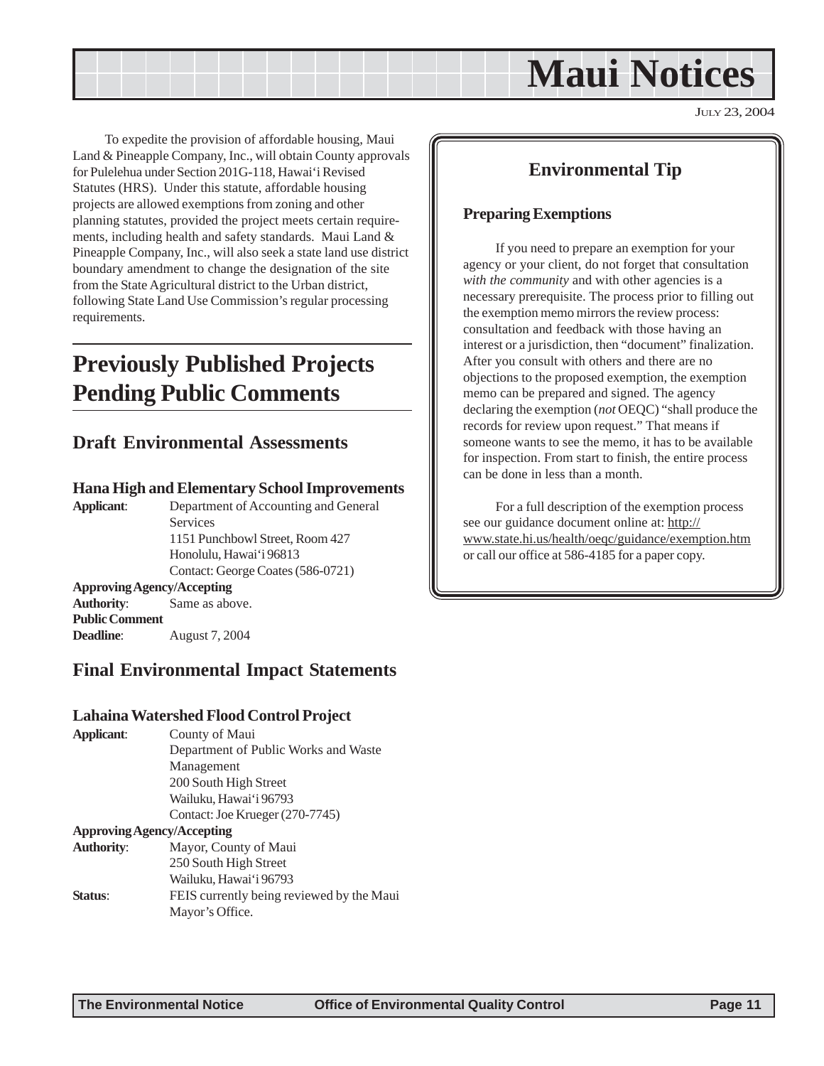# Maui Notices

JULY 23, 2004

To expedite the provision of affordable housing, Maui Land & Pineapple Company, Inc., will obtain County approvals for Pulelehua under Section 201G-118, Hawai'i Revised Statutes (HRS). Under this statute, affordable housing projects are allowed exemptions from zoning and other planning statutes, provided the project meets certain requirements, including health and safety standards. Maui Land & Pineapple Company, Inc., will also seek a state land use district boundary amendment to change the designation of the site from the State Agricultural district to the Urban district, following State Land Use Commission's regular processing requirements.

## Previously Published Projects Pending Public Comments

### Draft Environmental Assessments

#### Hana High and Elementary School Improvements

**Applicant**: Department of Accounting and General Services
1151 Punchbowl Street, Room 427
Honolulu, Hawai'i 96813
Contact: George Coates (586-0721)

**Approving Agency/Accepting Authority**: Same as above.

**Public Comment Deadline**: August 7, 2004

### Final Environmental Impact Statements

#### Lahaina Watershed Flood Control Project

**Applicant**: County of Maui
Department of Public Works and Waste Management
200 South High Street
Wailuku, Hawai'i 96793
Contact: Joe Krueger (270-7745)

**Approving Agency/Accepting Authority**: Mayor, County of Maui
250 South High Street
Wailuku, Hawai'i 96793

**Status**: FEIS currently being reviewed by the Maui Mayor's Office.

## Environmental Tip

### Preparing Exemptions

If you need to prepare an exemption for your agency or your client, do not forget that consultation *with the community* and with other agencies is a necessary prerequisite. The process prior to filling out the exemption memo mirrors the review process: consultation and feedback with those having an interest or a jurisdiction, then "document" finalization. After you consult with others and there are no objections to the proposed exemption, the exemption memo can be prepared and signed. The agency declaring the exemption (*not* OEQC) "shall produce the records for review upon request." That means if someone wants to see the memo, it has to be available for inspection. From start to finish, the entire process can be done in less than a month.

For a full description of the exemption process see our guidance document online at: http://www.state.hi.us/health/oeqc/guidance/exemption.htm or call our office at 586-4185 for a paper copy.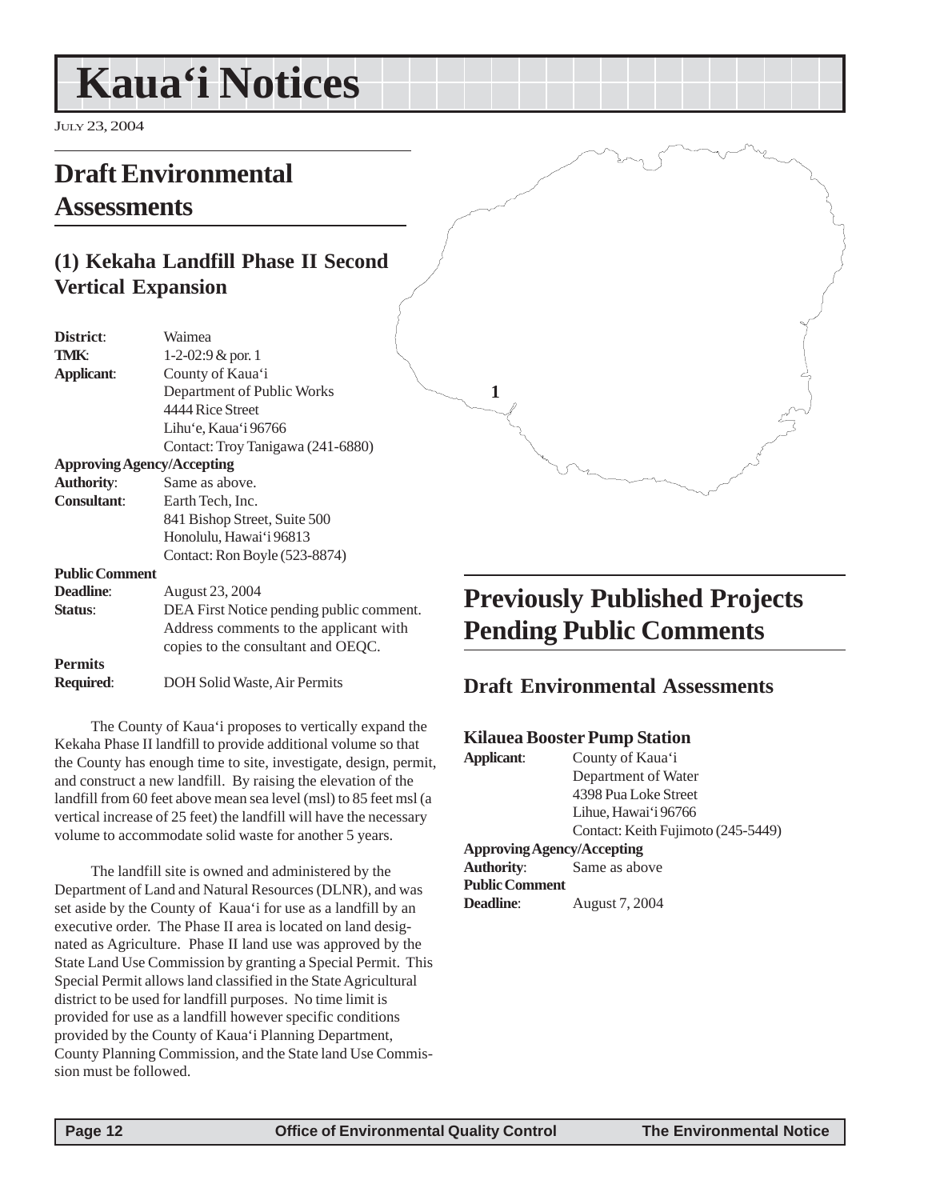# Kaua'i Notices

JULY 23, 2004

## Draft Environmental Assessments

### (1) Kekaha Landfill Phase II Second Vertical Expansion

**District**: Waimea
**TMK**: 1-2-02:9 & por. 1
**Applicant**: County of Kaua'i
Department of Public Works
4444 Rice Street
Lihu'e, Kaua'i 96766
Contact: Troy Tanigawa (241-6880)
**Approving Agency/Accepting Authority**: Same as above.
**Consultant**: Earth Tech, Inc.
841 Bishop Street, Suite 500
Honolulu, Hawai'i 96813
Contact: Ron Boyle (523-8874)
**Public Comment Deadline**: August 23, 2004
**Status**: DEA First Notice pending public comment. Address comments to the applicant with copies to the consultant and OEQC.
**Permits Required**: DOH Solid Waste, Air Permits

The County of Kaua'i proposes to vertically expand the Kekaha Phase II landfill to provide additional volume so that the County has enough time to site, investigate, design, permit, and construct a new landfill. By raising the elevation of the landfill from 60 feet above mean sea level (msl) to 85 feet msl (a vertical increase of 25 feet) the landfill will have the necessary volume to accommodate solid waste for another 5 years.

The landfill site is owned and administered by the Department of Land and Natural Resources (DLNR), and was set aside by the County of Kaua'i for use as a landfill by an executive order. The Phase II area is located on land designated as Agriculture. Phase II land use was approved by the State Land Use Commission by granting a Special Permit. This Special Permit allows land classified in the State Agricultural district to be used for landfill purposes. No time limit is provided for use as a landfill however specific conditions provided by the County of Kaua'i Planning Department, County Planning Commission, and the State land Use Commission must be followed.

## Previously Published Projects Pending Public Comments

### Draft Environmental Assessments

#### Kilauea Booster Pump Station

**Applicant**: County of Kaua'i
Department of Water
4398 Pua Loke Street
Lihue, Hawai'i 96766
Contact: Keith Fujimoto (245-5449)
**Approving Agency/Accepting Authority**: Same as above
**Public Comment Deadline**: August 7, 2004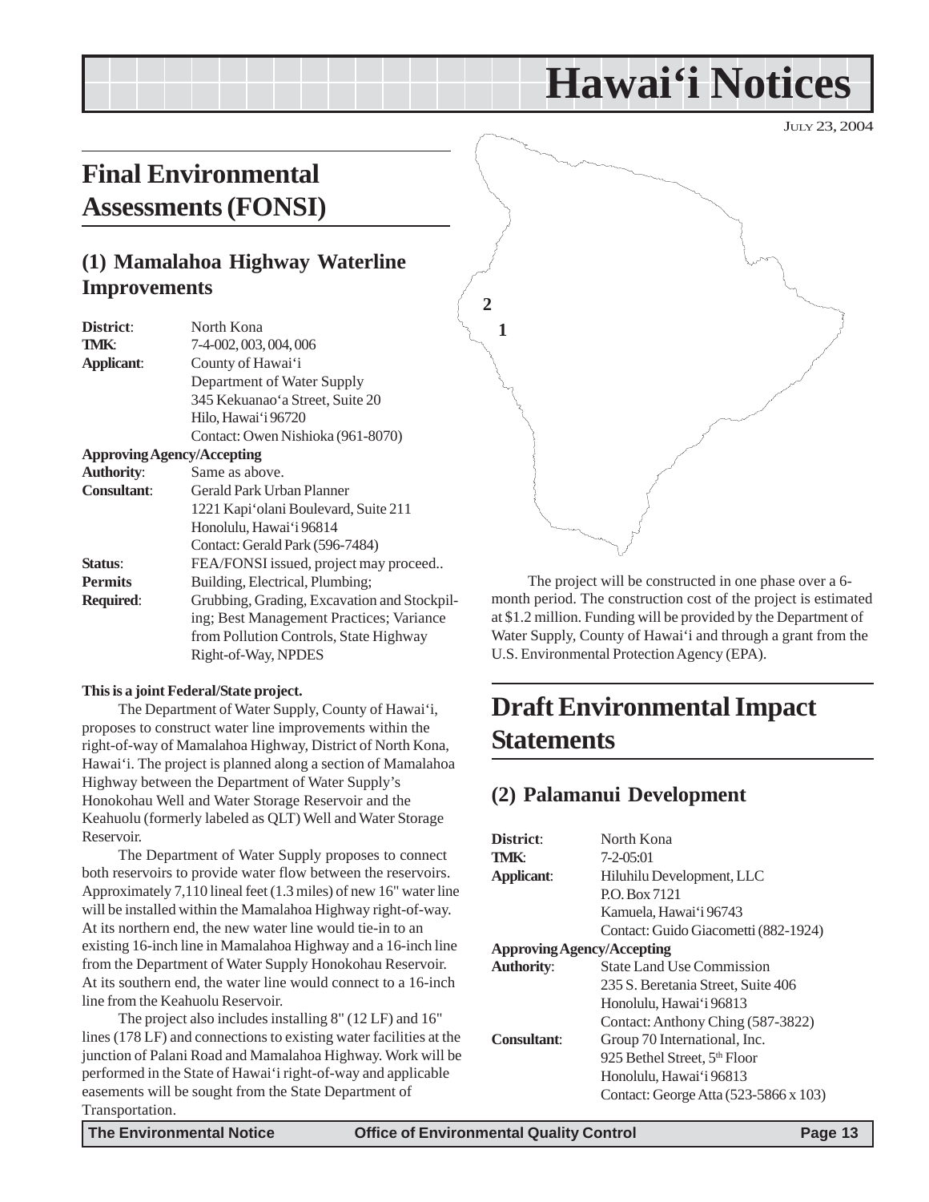# Hawai'i Notices

JULY 23, 2004

## Final Environmental Assessments (FONSI)

### (1) Mamalahoa Highway Waterline Improvements

| | |
|---|---|
| **District**: | North Kona |
| **TMK**: | 7-4-002, 003, 004, 006 |
| **Applicant**: | County of Hawai'i<br>Department of Water Supply<br>345 Kekuanao'a Street, Suite 20<br>Hilo, Hawai'i 96720<br>Contact: Owen Nishioka (961-8070) |
| **Approving Agency/Accepting Authority**: | Same as above. |
| **Consultant**: | Gerald Park Urban Planner<br>1221 Kapi'olani Boulevard, Suite 211<br>Honolulu, Hawai'i 96814<br>Contact: Gerald Park (596-7484) |
| **Status**: | FEA/FONSI issued, project may proceed.. |
| **Permits Required**: | Building, Electrical, Plumbing; Grubbing, Grading, Excavation and Stockpiling; Best Management Practices; Variance from Pollution Controls, State Highway Right-of-Way, NPDES |

**This is a joint Federal/State project.**

The Department of Water Supply, County of Hawai'i, proposes to construct water line improvements within the right-of-way of Mamalahoa Highway, District of North Kona, Hawai'i. The project is planned along a section of Mamalahoa Highway between the Department of Water Supply's Honokohau Well and Water Storage Reservoir and the Keahuolu (formerly labeled as QLT) Well and Water Storage Reservoir.

The Department of Water Supply proposes to connect both reservoirs to provide water flow between the reservoirs. Approximately 7,110 lineal feet (1.3 miles) of new 16" water line will be installed within the Mamalahoa Highway right-of-way. At its northern end, the new water line would tie-in to an existing 16-inch line in Mamalahoa Highway and a 16-inch line from the Department of Water Supply Honokohau Reservoir. At its southern end, the water line would connect to a 16-inch line from the Keahuolu Reservoir.

The project also includes installing 8" (12 LF) and 16" lines (178 LF) and connections to existing water facilities at the junction of Palani Road and Mamalahoa Highway. Work will be performed in the State of Hawai'i right-of-way and applicable easements will be sought from the State Department of Transportation.

The project will be constructed in one phase over a 6-month period. The construction cost of the project is estimated at $1.2 million. Funding will be provided by the Department of Water Supply, County of Hawai'i and through a grant from the U.S. Environmental Protection Agency (EPA).

## Draft Environmental Impact Statements

### (2) Palamanui Development

| | |
|---|---|
| **District**: | North Kona |
| **TMK**: | 7-2-05:01 |
| **Applicant**: | Hiluhilu Development, LLC<br>P.O. Box 7121<br>Kamuela, Hawai'i 96743<br>Contact: Guido Giacometti (882-1924) |
| **Approving Agency/Accepting Authority**: | State Land Use Commission<br>235 S. Beretania Street, Suite 406<br>Honolulu, Hawai'i 96813<br>Contact: Anthony Ching (587-3822) |
| **Consultant**: | Group 70 International, Inc.<br>925 Bethel Street, 5th Floor<br>Honolulu, Hawai'i 96813<br>Contact: George Atta (523-5866 x 103) |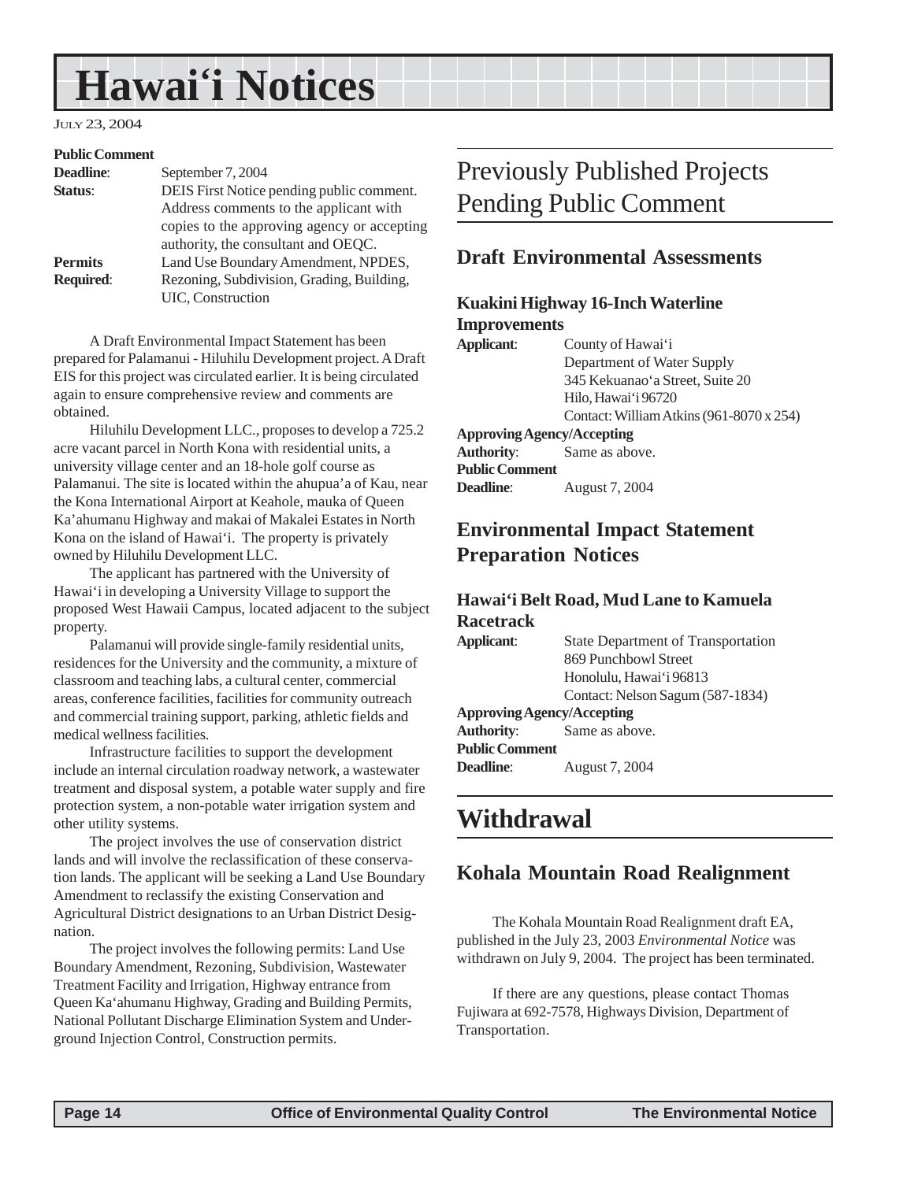**Public Comment**

| | |
|---|---|
| **Deadline**: | September 7, 2004 |
| **Status**: | DEIS First Notice pending public comment. Address comments to the applicant with copies to the approving agency or accepting authority, the consultant and OEQC. |
| **Permits Required**: | Land Use Boundary Amendment, NPDES, Rezoning, Subdivision, Grading, Building, UIC, Construction |

A Draft Environmental Impact Statement has been prepared for Palamanui - Hiluhilu Development project. A Draft EIS for this project was circulated earlier. It is being circulated again to ensure comprehensive review and comments are obtained.

Hiluhilu Development LLC., proposes to develop a 725.2 acre vacant parcel in North Kona with residential units, a university village center and an 18-hole golf course as Palamanui. The site is located within the ahupua'a of Kau, near the Kona International Airport at Keahole, mauka of Queen Ka'ahumanu Highway and makai of Makalei Estates in North Kona on the island of Hawai'i. The property is privately owned by Hiluhilu Development LLC.

The applicant has partnered with the University of Hawai'i in developing a University Village to support the proposed West Hawaii Campus, located adjacent to the subject property.

Palamanui will provide single-family residential units, residences for the University and the community, a mixture of classroom and teaching labs, a cultural center, commercial areas, conference facilities, facilities for community outreach and commercial training support, parking, athletic fields and medical wellness facilities.

Infrastructure facilities to support the development include an internal circulation roadway network, a wastewater treatment and disposal system, a potable water supply and fire protection system, a non-potable water irrigation system and other utility systems.

The project involves the use of conservation district lands and will involve the reclassification of these conservation lands. The applicant will be seeking a Land Use Boundary Amendment to reclassify the existing Conservation and Agricultural District designations to an Urban District Designation.

The project involves the following permits: Land Use Boundary Amendment, Rezoning, Subdivision, Wastewater Treatment Facility and Irrigation, Highway entrance from Queen Ka'ahumanu Highway, Grading and Building Permits, National Pollutant Discharge Elimination System and Underground Injection Control, Construction permits.

# Previously Published Projects Pending Public Comment

## Draft Environmental Assessments

### Kuakini Highway 16-Inch Waterline Improvements

| | |
|---|---|
| **Applicant**: | County of Hawai'i<br>Department of Water Supply<br>345 Kekuanao'a Street, Suite 20<br>Hilo, Hawai'i 96720<br>Contact: William Atkins (961-8070 x 254) |
| **Approving Agency/Accepting Authority**: | Same as above. |
| **Public Comment Deadline**: | August 7, 2004 |

## Environmental Impact Statement Preparation Notices

### Hawai'i Belt Road, Mud Lane to Kamuela Racetrack

| | |
|---|---|
| **Applicant**: | State Department of Transportation<br>869 Punchbowl Street<br>Honolulu, Hawai'i 96813<br>Contact: Nelson Sagum (587-1834) |
| **Approving Agency/Accepting Authority**: | Same as above. |
| **Public Comment Deadline**: | August 7, 2004 |

# Withdrawal

## Kohala Mountain Road Realignment

The Kohala Mountain Road Realignment draft EA, published in the July 23, 2003 *Environmental Notice* was withdrawn on July 9, 2004. The project has been terminated.

If there are any questions, please contact Thomas Fujiwara at 692-7578, Highways Division, Department of Transportation.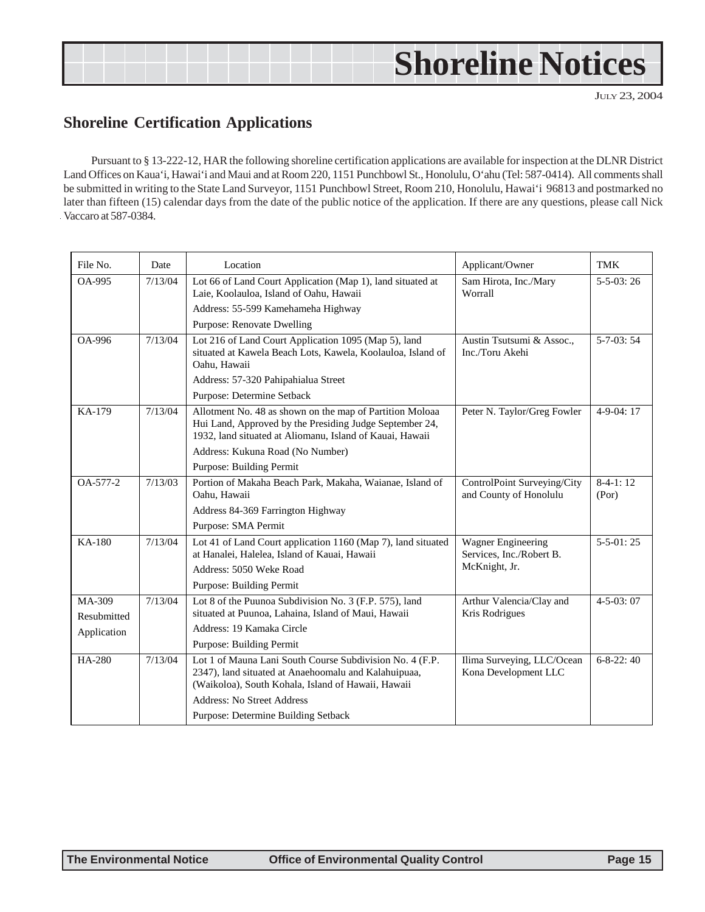# Shoreline Notices

July 23, 2004

## Shoreline Certification Applications

Pursuant to § 13-222-12, HAR the following shoreline certification applications are available for inspection at the DLNR District Land Offices on Kaua'i, Hawai'i and Maui and at Room 220, 1151 Punchbowl St., Honolulu, O'ahu (Tel: 587-0414). All comments shall be submitted in writing to the State Land Surveyor, 1151 Punchbowl Street, Room 210, Honolulu, Hawai'i 96813 and postmarked no later than fifteen (15) calendar days from the date of the public notice of the application. If there are any questions, please call Nick Vaccaro at 587-0384.

| File No. | Date | Location | Applicant/Owner | TMK |
|---|---|---|---|---|
| OA-995 | 7/13/04 | Lot 66 of Land Court Application (Map 1), land situated at Laie, Koolauloa, Island of Oahu, Hawaii<br>Address: 55-599 Kamehameha Highway<br>Purpose: Renovate Dwelling | Sam Hirota, Inc./Mary Worrall | 5-5-03: 26 |
| OA-996 | 7/13/04 | Lot 216 of Land Court Application 1095 (Map 5), land situated at Kawela Beach Lots, Kawela, Koolauloa, Island of Oahu, Hawaii<br>Address: 57-320 Pahipahialua Street<br>Purpose: Determine Setback | Austin Tsutsumi & Assoc., Inc./Toru Akehi | 5-7-03: 54 |
| KA-179 | 7/13/04 | Allotment No. 48 as shown on the map of Partition Moloaa Hui Land, Approved by the Presiding Judge September 24, 1932, land situated at Aliomanu, Island of Kauai, Hawaii<br>Address: Kukuna Road (No Number)<br>Purpose: Building Permit | Peter N. Taylor/Greg Fowler | 4-9-04: 17 |
| OA-577-2 | 7/13/03 | Portion of Makaha Beach Park, Makaha, Waianae, Island of Oahu, Hawaii<br>Address 84-369 Farrington Highway<br>Purpose: SMA Permit | ControlPoint Surveying/City and County of Honolulu | 8-4-1: 12 (Por) |
| KA-180 | 7/13/04 | Lot 41 of Land Court application 1160 (Map 7), land situated at Hanalei, Halelea, Island of Kauai, Hawaii<br>Address: 5050 Weke Road<br>Purpose: Building Permit | Wagner Engineering Services, Inc./Robert B. McKnight, Jr. | 5-5-01: 25 |
| MA-309 Resubmitted Application | 7/13/04 | Lot 8 of the Puunoa Subdivision No. 3 (F.P. 575), land situated at Puunoa, Lahaina, Island of Maui, Hawaii<br>Address: 19 Kamaka Circle<br>Purpose: Building Permit | Arthur Valencia/Clay and Kris Rodrigues | 4-5-03: 07 |
| HA-280 | 7/13/04 | Lot 1 of Mauna Lani South Course Subdivision No. 4 (F.P. 2347), land situated at Anaehoomalu and Kalahuipuaa, (Waikoloa), South Kohala, Island of Hawaii, Hawaii<br>Address: No Street Address<br>Purpose: Determine Building Setback | Ilima Surveying, LLC/Ocean Kona Development LLC | 6-8-22: 40 |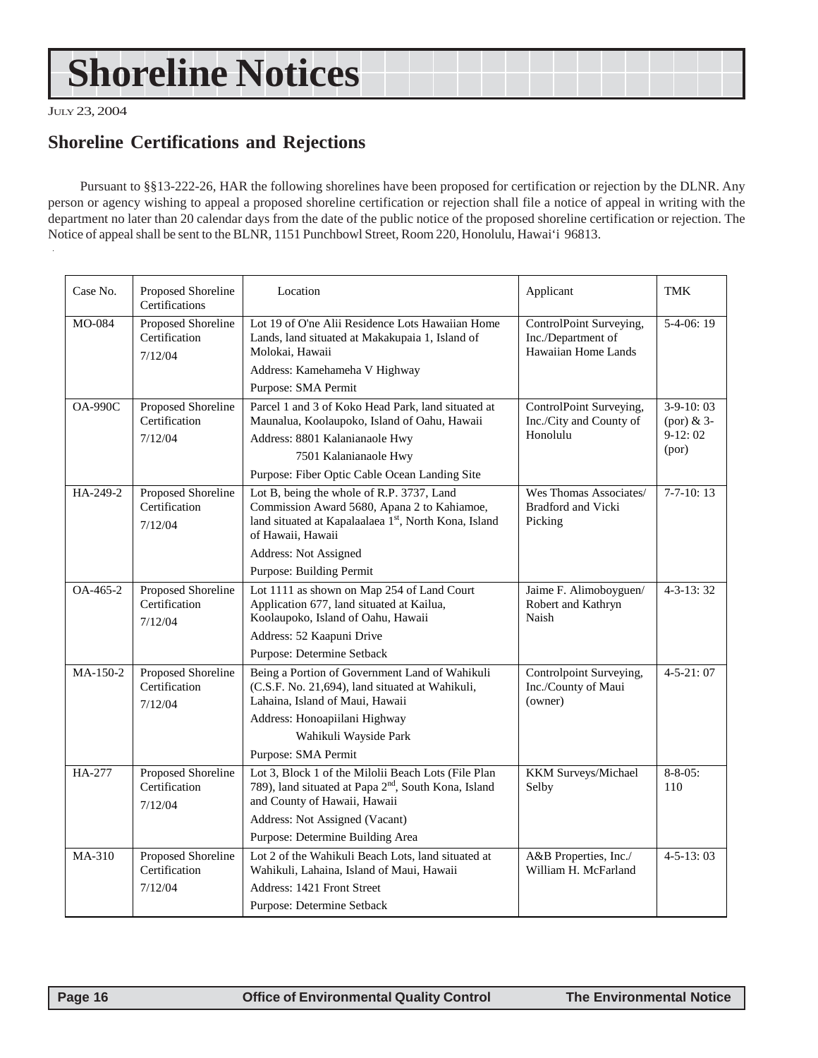# Shoreline Notices

JULY 23, 2004

## Shoreline Certifications and Rejections

Pursuant to §§13-222-26, HAR the following shorelines have been proposed for certification or rejection by the DLNR. Any person or agency wishing to appeal a proposed shoreline certification or rejection shall file a notice of appeal in writing with the department no later than 20 calendar days from the date of the public notice of the proposed shoreline certification or rejection. The Notice of appeal shall be sent to the BLNR, 1151 Punchbowl Street, Room 220, Honolulu, Hawai'i 96813.

| Case No. | Proposed Shoreline Certifications | Location | Applicant | TMK |
|---|---|---|---|---|
| MO-084 | Proposed Shoreline Certification 7/12/04 | Lot 19 of O'ne Alii Residence Lots Hawaiian Home Lands, land situated at Makakupaia 1, Island of Molokai, Hawaii<br>Address: Kamehameha V Highway<br>Purpose: SMA Permit | ControlPoint Surveying, Inc./Department of Hawaiian Home Lands | 5-4-06: 19 |
| OA-990C | Proposed Shoreline Certification 7/12/04 | Parcel 1 and 3 of Koko Head Park, land situated at Maunalua, Koolaupoko, Island of Oahu, Hawaii<br>Address: 8801 Kalanianaole Hwy<br>7501 Kalanianaole Hwy<br>Purpose: Fiber Optic Cable Ocean Landing Site | ControlPoint Surveying, Inc./City and County of Honolulu | 3-9-10: 03 (por) & 3-9-12: 02 (por) |
| HA-249-2 | Proposed Shoreline Certification 7/12/04 | Lot B, being the whole of R.P. 3737, Land Commission Award 5680, Apana 2 to Kahiamoe, land situated at Kapalaalaea 1st, North Kona, Island of Hawaii, Hawaii<br>Address: Not Assigned<br>Purpose: Building Permit | Wes Thomas Associates/ Bradford and Vicki Picking | 7-7-10: 13 |
| OA-465-2 | Proposed Shoreline Certification 7/12/04 | Lot 1111 as shown on Map 254 of Land Court Application 677, land situated at Kailua, Koolaupoko, Island of Oahu, Hawaii<br>Address: 52 Kaapuni Drive<br>Purpose: Determine Setback | Jaime F. Alimoboyguen/ Robert and Kathryn Naish | 4-3-13: 32 |
| MA-150-2 | Proposed Shoreline Certification 7/12/04 | Being a Portion of Government Land of Wahikuli (C.S.F. No. 21,694), land situated at Wahikuli, Lahaina, Island of Maui, Hawaii<br>Address: Honoapiilani Highway<br>Wahikuli Wayside Park<br>Purpose: SMA Permit | Controlpoint Surveying, Inc./County of Maui (owner) | 4-5-21: 07 |
| HA-277 | Proposed Shoreline Certification 7/12/04 | Lot 3, Block 1 of the Milolii Beach Lots (File Plan 789), land situated at Papa 2nd, South Kona, Island and County of Hawaii, Hawaii<br>Address: Not Assigned (Vacant)<br>Purpose: Determine Building Area | KKM Surveys/Michael Selby | 8-8-05: 110 |
| MA-310 | Proposed Shoreline Certification 7/12/04 | Lot 2 of the Wahikuli Beach Lots, land situated at Wahikuli, Lahaina, Island of Maui, Hawaii<br>Address: 1421 Front Street<br>Purpose: Determine Setback | A&B Properties, Inc./ William H. McFarland | 4-5-13: 03 |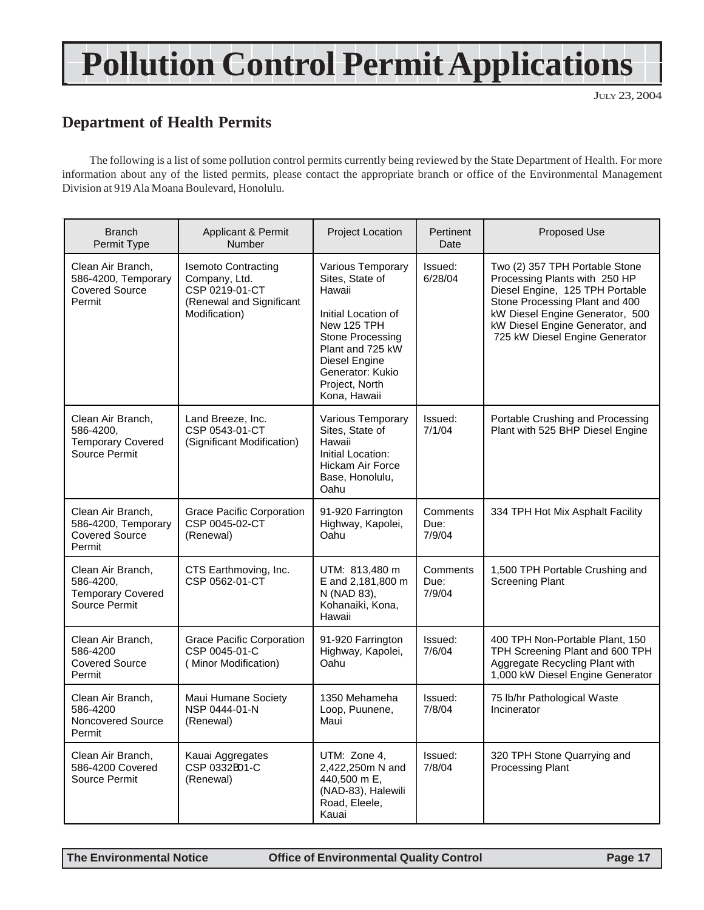# Pollution Control Permit Applications

JULY 23, 2004

## Department of Health Permits

The following is a list of some pollution control permits currently being reviewed by the State Department of Health. For more information about any of the listed permits, please contact the appropriate branch or office of the Environmental Management Division at 919 Ala Moana Boulevard, Honolulu.

| Branch Permit Type | Applicant & Permit Number | Project Location | Pertinent Date | Proposed Use |
|---|---|---|---|---|
| Clean Air Branch, 586-4200, Temporary Covered Source Permit | Isemoto Contracting Company, Ltd. CSP 0219-01-CT (Renewal and Significant Modification) | Various Temporary Sites, State of Hawaii<br><br>Initial Location of New 125 TPH Stone Processing Plant and 725 kW Diesel Engine Generator: Kukio Project, North Kona, Hawaii | Issued: 6/28/04 | Two (2) 357 TPH Portable Stone Processing Plants with 250 HP Diesel Engine, 125 TPH Portable Stone Processing Plant and 400 kW Diesel Engine Generator, 500 kW Diesel Engine Generator, and 725 kW Diesel Engine Generator |
| Clean Air Branch, 586-4200, Temporary Covered Source Permit | Land Breeze, Inc. CSP 0543-01-CT (Significant Modification) | Various Temporary Sites, State of Hawaii Initial Location: Hickam Air Force Base, Honolulu, Oahu | Issued: 7/1/04 | Portable Crushing and Processing Plant with 525 BHP Diesel Engine |
| Clean Air Branch, 586-4200, Temporary Covered Source Permit | Grace Pacific Corporation CSP 0045-02-CT (Renewal) | 91-920 Farrington Highway, Kapolei, Oahu | Comments Due: 7/9/04 | 334 TPH Hot Mix Asphalt Facility |
| Clean Air Branch, 586-4200, Temporary Covered Source Permit | CTS Earthmoving, Inc. CSP 0562-01-CT | UTM: 813,480 m E and 2,181,800 m N (NAD 83), Kohanaiki, Kona, Hawaii | Comments Due: 7/9/04 | 1,500 TPH Portable Crushing and Screening Plant |
| Clean Air Branch, 586-4200 Covered Source Permit | Grace Pacific Corporation CSP 0045-01-C ( Minor Modification) | 91-920 Farrington Highway, Kapolei, Oahu | Issued: 7/6/04 | 400 TPH Non-Portable Plant, 150 TPH Screening Plant and 600 TPH Aggregate Recycling Plant with 1,000 kW Diesel Engine Generator |
| Clean Air Branch, 586-4200 Noncovered Source Permit | Maui Humane Society NSP 0444-01-N (Renewal) | 1350 Mehameha Loop, Puunene, Maui | Issued: 7/8/04 | 75 lb/hr Pathological Waste Incinerator |
| Clean Air Branch, 586-4200 Covered Source Permit | Kauai Aggregates CSP 0332B01-C (Renewal) | UTM: Zone 4, 2,422,250m N and 440,500 m E, (NAD-83), Halewili Road, Eleele, Kauai | Issued: 7/8/04 | 320 TPH Stone Quarrying and Processing Plant |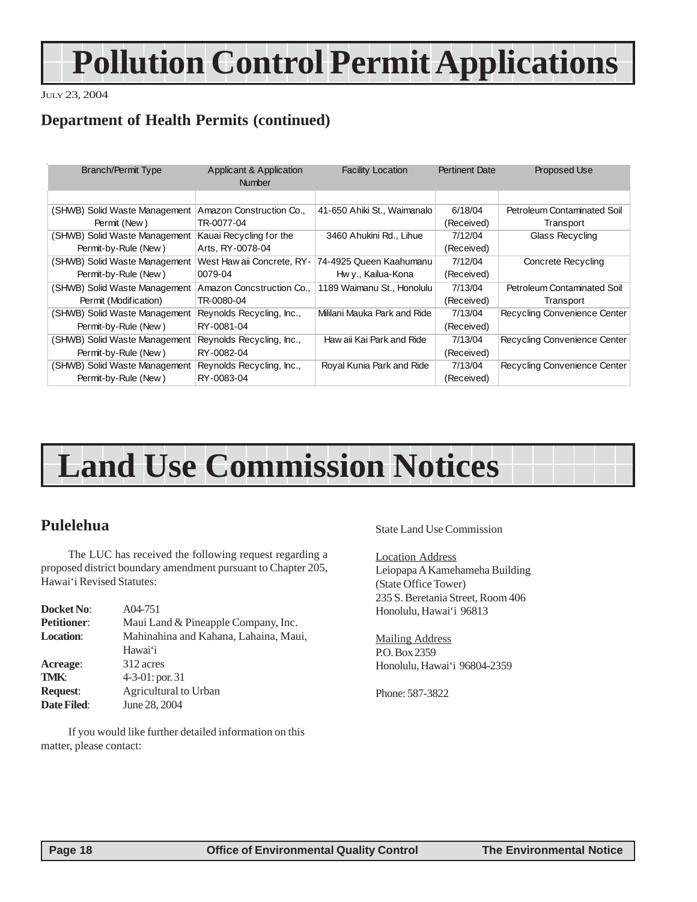# Pollution Control Permit Applications

July 23, 2004

## Department of Health Permits (continued)

| Branch/Permit Type | Applicant & Application Number | Facility Location | Pertinent Date | Proposed Use |
|---|---|---|---|---|
| | | | | |
| (SHWB) Solid Waste Management Permit (New) | Amazon Construction Co., TR-0077-04 | 41-650 Ahiki St., Waimanalo | 6/18/04 (Received) | Petroleum Contaminated Soil Transport |
| (SHWB) Solid Waste Management Permit-by-Rule (New) | Kauai Recycling for the Arts, RY-0078-04 | 3460 Ahukini Rd., Lihue | 7/12/04 (Received) | Glass Recycling |
| (SHWB) Solid Waste Management Permit-by-Rule (New) | West Hawaii Concrete, RY-0079-04 | 74-4925 Queen Kaahumanu Hwy., Kailua-Kona | 7/12/04 (Received) | Concrete Recycling |
| (SHWB) Solid Waste Management Permit (Modification) | Amazon Concstruction Co., TR-0080-04 | 1189 Waimanu St., Honolulu | 7/13/04 (Received) | Petroleum Contaminated Soil Transport |
| (SHWB) Solid Waste Management Permit-by-Rule (New) | Reynolds Recycling, Inc., RY-0081-04 | Mililani Mauka Park and Ride | 7/13/04 (Received) | Recycling Convenience Center |
| (SHWB) Solid Waste Management Permit-by-Rule (New) | Reynolds Recycling, Inc., RY-0082-04 | Hawaii Kai Park and Ride | 7/13/04 (Received) | Recycling Convenience Center |
| (SHWB) Solid Waste Management Permit-by-Rule (New) | Reynolds Recycling, Inc., RY-0083-04 | Royal Kunia Park and Ride | 7/13/04 (Received) | Recycling Convenience Center |

# Land Use Commission Notices

## Pulelehua

The LUC has received the following request regarding a proposed district boundary amendment pursuant to Chapter 205, Hawai‘i Revised Statutes:

**Docket No**: A04-751
**Petitioner**: Maui Land & Pineapple Company, Inc.
**Location**: Mahinahina and Kahana, Lahaina, Maui, Hawai‘i
**Acreage**: 312 acres
**TMK**: 4-3-01: por. 31
**Request**: Agricultural to Urban
**Date Filed**: June 28, 2004

If you would like further detailed information on this matter, please contact:

State Land Use Commission

Location Address
Leiopapa A Kamehameha Building
(State Office Tower)
235 S. Beretania Street, Room 406
Honolulu, Hawai‘i 96813

Mailing Address
P.O. Box 2359
Honolulu, Hawai‘i 96804-2359

Phone: 587-3822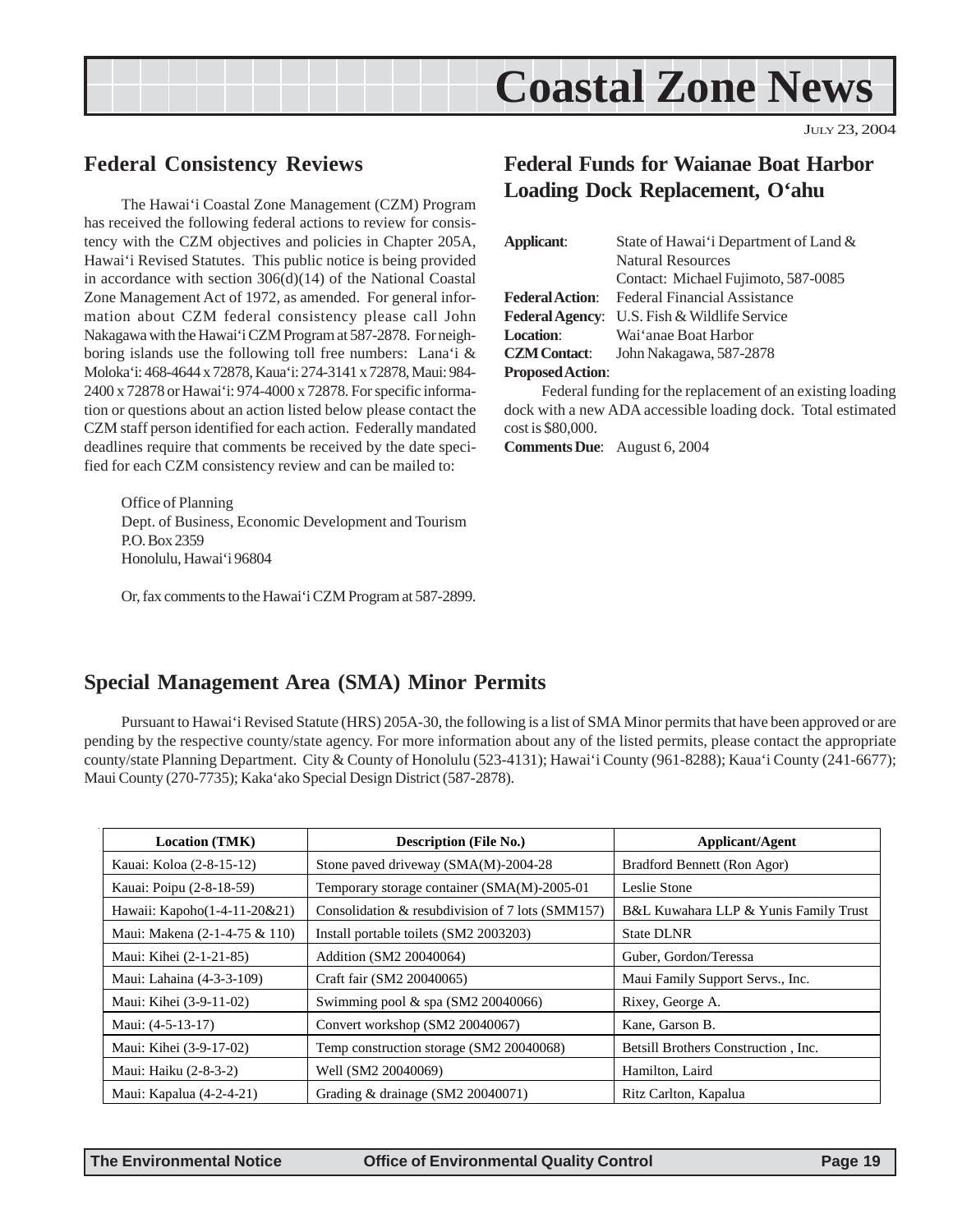# Coastal Zone News

JULY 23, 2004

## Federal Consistency Reviews

The Hawai'i Coastal Zone Management (CZM) Program has received the following federal actions to review for consistency with the CZM objectives and policies in Chapter 205A, Hawai'i Revised Statutes. This public notice is being provided in accordance with section 306(d)(14) of the National Coastal Zone Management Act of 1972, as amended. For general information about CZM federal consistency please call John Nakagawa with the Hawai'i CZM Program at 587-2878. For neighboring islands use the following toll free numbers: Lana'i & Moloka'i: 468-4644 x 72878, Kaua'i: 274-3141 x 72878, Maui: 984-2400 x 72878 or Hawai'i: 974-4000 x 72878. For specific information or questions about an action listed below please contact the CZM staff person identified for each action. Federally mandated deadlines require that comments be received by the date specified for each CZM consistency review and can be mailed to:

Office of Planning
Dept. of Business, Economic Development and Tourism
P.O. Box 2359
Honolulu, Hawai'i 96804

Or, fax comments to the Hawai'i CZM Program at 587-2899.

## Federal Funds for Waianae Boat Harbor Loading Dock Replacement, O'ahu

**Applicant**: State of Hawai'i Department of Land & Natural Resources
Contact: Michael Fujimoto, 587-0085
**Federal Action**: Federal Financial Assistance
**Federal Agency**: U.S. Fish & Wildlife Service
**Location**: Wai'anae Boat Harbor
**CZM Contact**: John Nakagawa, 587-2878
**Proposed Action**:

Federal funding for the replacement of an existing loading dock with a new ADA accessible loading dock. Total estimated cost is $80,000.

**Comments Due**: August 6, 2004

## Special Management Area (SMA) Minor Permits

Pursuant to Hawai'i Revised Statute (HRS) 205A-30, the following is a list of SMA Minor permits that have been approved or are pending by the respective county/state agency. For more information about any of the listed permits, please contact the appropriate county/state Planning Department. City & County of Honolulu (523-4131); Hawai'i County (961-8288); Kaua'i County (241-6677); Maui County (270-7735); Kaka'ako Special Design District (587-2878).

| Location (TMK) | Description (File No.) | Applicant/Agent |
|---|---|---|
| Kauai: Koloa (2-8-15-12) | Stone paved driveway (SMA(M)-2004-28 | Bradford Bennett (Ron Agor) |
| Kauai: Poipu (2-8-18-59) | Temporary storage container (SMA(M)-2005-01 | Leslie Stone |
| Hawaii: Kapoho(1-4-11-20&21) | Consolidation & resubdivision of 7 lots (SMM157) | B&L Kuwahara LLP & Yunis Family Trust |
| Maui: Makena (2-1-4-75 & 110) | Install portable toilets (SM2 2003203) | State DLNR |
| Maui: Kihei (2-1-21-85) | Addition (SM2 20040064) | Guber, Gordon/Teressa |
| Maui: Lahaina (4-3-3-109) | Craft fair (SM2 20040065) | Maui Family Support Servs., Inc. |
| Maui: Kihei (3-9-11-02) | Swimming pool & spa (SM2 20040066) | Rixey, George A. |
| Maui: (4-5-13-17) | Convert workshop (SM2 20040067) | Kane, Garson B. |
| Maui: Kihei (3-9-17-02) | Temp construction storage (SM2 20040068) | Betsill Brothers Construction , Inc. |
| Maui: Haiku (2-8-3-2) | Well (SM2 20040069) | Hamilton, Laird |
| Maui: Kapalua (4-2-4-21) | Grading & drainage (SM2 20040071) | Ritz Carlton, Kapalua |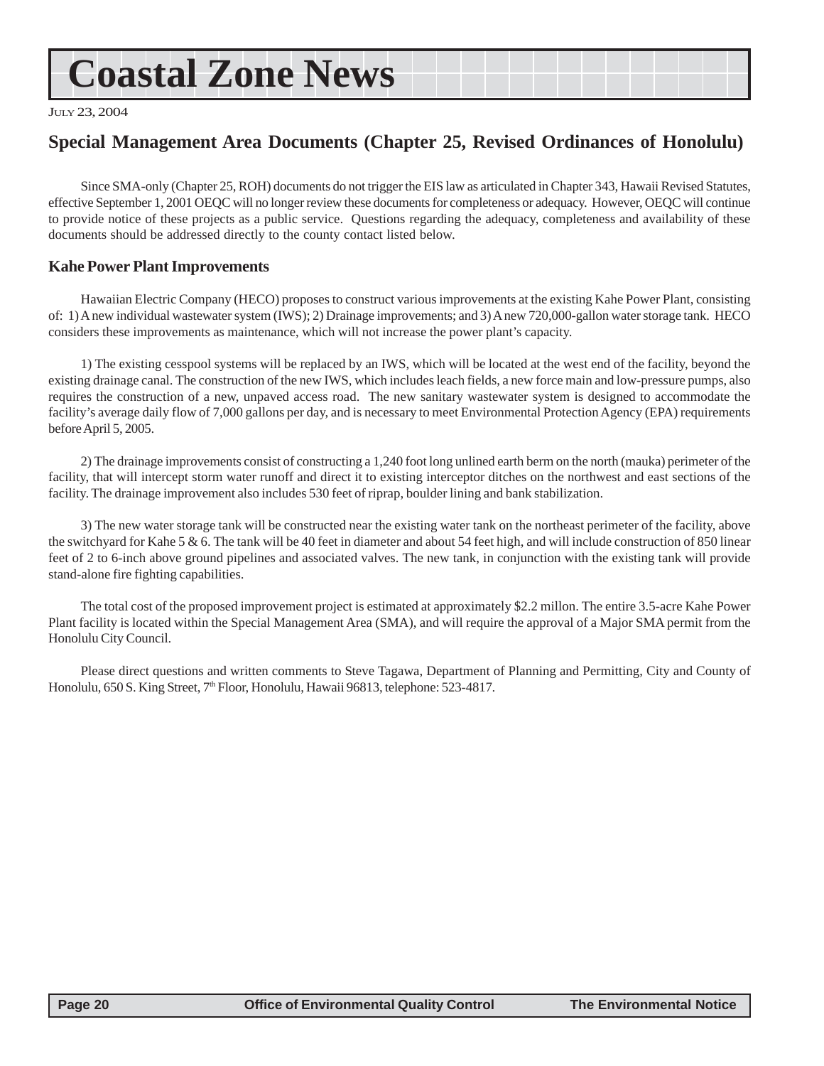# Coastal Zone News

JULY 23, 2004

## Special Management Area Documents (Chapter 25, Revised Ordinances of Honolulu)

Since SMA-only (Chapter 25, ROH) documents do not trigger the EIS law as articulated in Chapter 343, Hawaii Revised Statutes, effective September 1, 2001 OEQC will no longer review these documents for completeness or adequacy. However, OEQC will continue to provide notice of these projects as a public service. Questions regarding the adequacy, completeness and availability of these documents should be addressed directly to the county contact listed below.

### Kahe Power Plant Improvements

Hawaiian Electric Company (HECO) proposes to construct various improvements at the existing Kahe Power Plant, consisting of: 1) A new individual wastewater system (IWS); 2) Drainage improvements; and 3) A new 720,000-gallon water storage tank. HECO considers these improvements as maintenance, which will not increase the power plant's capacity.

1) The existing cesspool systems will be replaced by an IWS, which will be located at the west end of the facility, beyond the existing drainage canal. The construction of the new IWS, which includes leach fields, a new force main and low-pressure pumps, also requires the construction of a new, unpaved access road. The new sanitary wastewater system is designed to accommodate the facility's average daily flow of 7,000 gallons per day, and is necessary to meet Environmental Protection Agency (EPA) requirements before April 5, 2005.

2) The drainage improvements consist of constructing a 1,240 foot long unlined earth berm on the north (mauka) perimeter of the facility, that will intercept storm water runoff and direct it to existing interceptor ditches on the northwest and east sections of the facility. The drainage improvement also includes 530 feet of riprap, boulder lining and bank stabilization.

3) The new water storage tank will be constructed near the existing water tank on the northeast perimeter of the facility, above the switchyard for Kahe 5 & 6. The tank will be 40 feet in diameter and about 54 feet high, and will include construction of 850 linear feet of 2 to 6-inch above ground pipelines and associated valves. The new tank, in conjunction with the existing tank will provide stand-alone fire fighting capabilities.

The total cost of the proposed improvement project is estimated at approximately $2.2 millon. The entire 3.5-acre Kahe Power Plant facility is located within the Special Management Area (SMA), and will require the approval of a Major SMA permit from the Honolulu City Council.

Please direct questions and written comments to Steve Tagawa, Department of Planning and Permitting, City and County of Honolulu, 650 S. King Street, 7th Floor, Honolulu, Hawaii 96813, telephone: 523-4817.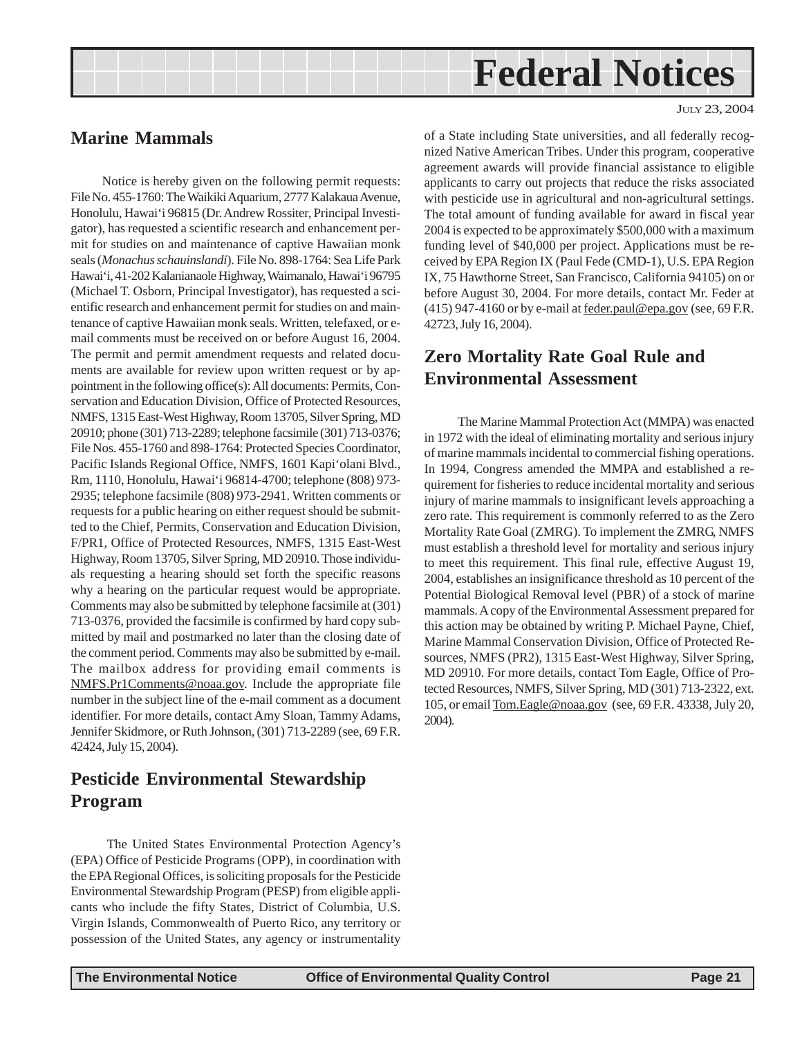# Federal Notices

JULY 23, 2004

## Marine Mammals

Notice is hereby given on the following permit requests: File No. 455-1760: The Waikiki Aquarium, 2777 Kalakaua Avenue, Honolulu, Hawai'i 96815 (Dr. Andrew Rossiter, Principal Investigator), has requested a scientific research and enhancement permit for studies on and maintenance of captive Hawaiian monk seals (*Monachus schauinslandi*). File No. 898-1764: Sea Life Park Hawai'i, 41-202 Kalanianaole Highway, Waimanalo, Hawai'i 96795 (Michael T. Osborn, Principal Investigator), has requested a scientific research and enhancement permit for studies on and maintenance of captive Hawaiian monk seals. Written, telefaxed, or e-mail comments must be received on or before August 16, 2004. The permit and permit amendment requests and related documents are available for review upon written request or by appointment in the following office(s): All documents: Permits, Conservation and Education Division, Office of Protected Resources, NMFS, 1315 East-West Highway, Room 13705, Silver Spring, MD 20910; phone (301) 713-2289; telephone facsimile (301) 713-0376; File Nos. 455-1760 and 898-1764: Protected Species Coordinator, Pacific Islands Regional Office, NMFS, 1601 Kapi'olani Blvd., Rm, 1110, Honolulu, Hawai'i 96814-4700; telephone (808) 973-2935; telephone facsimile (808) 973-2941. Written comments or requests for a public hearing on either request should be submitted to the Chief, Permits, Conservation and Education Division, F/PR1, Office of Protected Resources, NMFS, 1315 East-West Highway, Room 13705, Silver Spring, MD 20910. Those individuals requesting a hearing should set forth the specific reasons why a hearing on the particular request would be appropriate. Comments may also be submitted by telephone facsimile at (301) 713-0376, provided the facsimile is confirmed by hard copy submitted by mail and postmarked no later than the closing date of the comment period. Comments may also be submitted by e-mail. The mailbox address for providing email comments is NMFS.Pr1Comments@noaa.gov. Include the appropriate file number in the subject line of the e-mail comment as a document identifier. For more details, contact Amy Sloan, Tammy Adams, Jennifer Skidmore, or Ruth Johnson, (301) 713-2289 (see, 69 F.R. 42424, July 15, 2004).

## Pesticide Environmental Stewardship Program

The United States Environmental Protection Agency's (EPA) Office of Pesticide Programs (OPP), in coordination with the EPA Regional Offices, is soliciting proposals for the Pesticide Environmental Stewardship Program (PESP) from eligible applicants who include the fifty States, District of Columbia, U.S. Virgin Islands, Commonwealth of Puerto Rico, any territory or possession of the United States, any agency or instrumentality of a State including State universities, and all federally recognized Native American Tribes. Under this program, cooperative agreement awards will provide financial assistance to eligible applicants to carry out projects that reduce the risks associated with pesticide use in agricultural and non-agricultural settings. The total amount of funding available for award in fiscal year 2004 is expected to be approximately $500,000 with a maximum funding level of $40,000 per project. Applications must be received by EPA Region IX (Paul Fede (CMD-1), U.S. EPA Region IX, 75 Hawthorne Street, San Francisco, California 94105) on or before August 30, 2004. For more details, contact Mr. Feder at (415) 947-4160 or by e-mail at feder.paul@epa.gov (see, 69 F.R. 42723, July 16, 2004).

## Zero Mortality Rate Goal Rule and Environmental Assessment

The Marine Mammal Protection Act (MMPA) was enacted in 1972 with the ideal of eliminating mortality and serious injury of marine mammals incidental to commercial fishing operations. In 1994, Congress amended the MMPA and established a requirement for fisheries to reduce incidental mortality and serious injury of marine mammals to insignificant levels approaching a zero rate. This requirement is commonly referred to as the Zero Mortality Rate Goal (ZMRG). To implement the ZMRG, NMFS must establish a threshold level for mortality and serious injury to meet this requirement. This final rule, effective August 19, 2004, establishes an insignificance threshold as 10 percent of the Potential Biological Removal level (PBR) of a stock of marine mammals. A copy of the Environmental Assessment prepared for this action may be obtained by writing P. Michael Payne, Chief, Marine Mammal Conservation Division, Office of Protected Resources, NMFS (PR2), 1315 East-West Highway, Silver Spring, MD 20910. For more details, contact Tom Eagle, Office of Protected Resources, NMFS, Silver Spring, MD (301) 713-2322, ext. 105, or email Tom.Eagle@noaa.gov (see, 69 F.R. 43338, July 20, 2004).